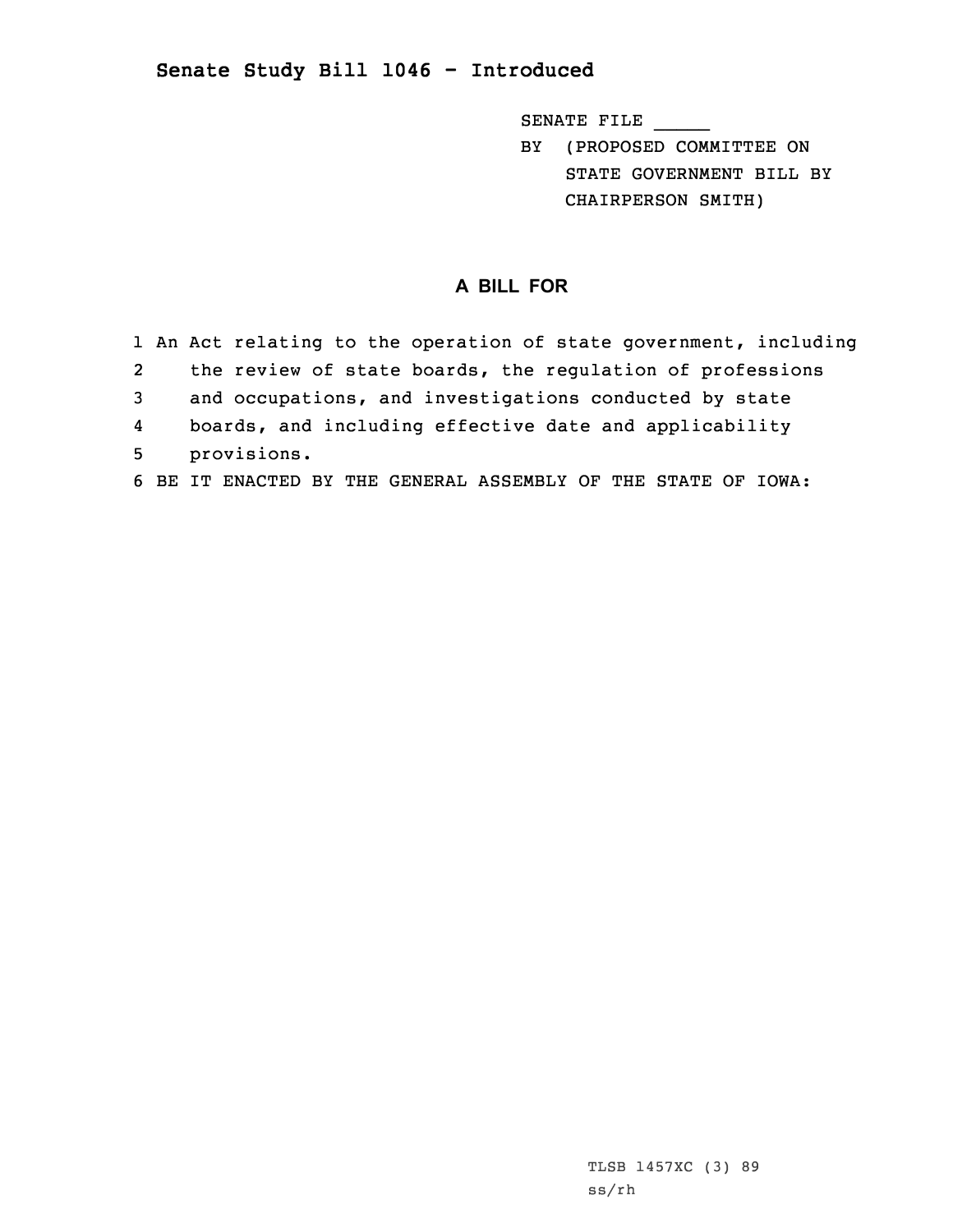## Senate Study Bill 1046 - Introduced

SENATE FILE _____

BY (PROPOSED COMMITTEE ON STATE GOVERNMENT BILL BY CHAIRPERSON SMITH)

### A BILL FOR

1 An Act relating to the operation of state government, including
2 the review of state boards, the regulation of professions
3 and occupations, and investigations conducted by state
4 boards, and including effective date and applicability
5 provisions.
6 BE IT ENACTED BY THE GENERAL ASSEMBLY OF THE STATE OF IOWA:

TLSB 1457XC (3) 89
ss/rh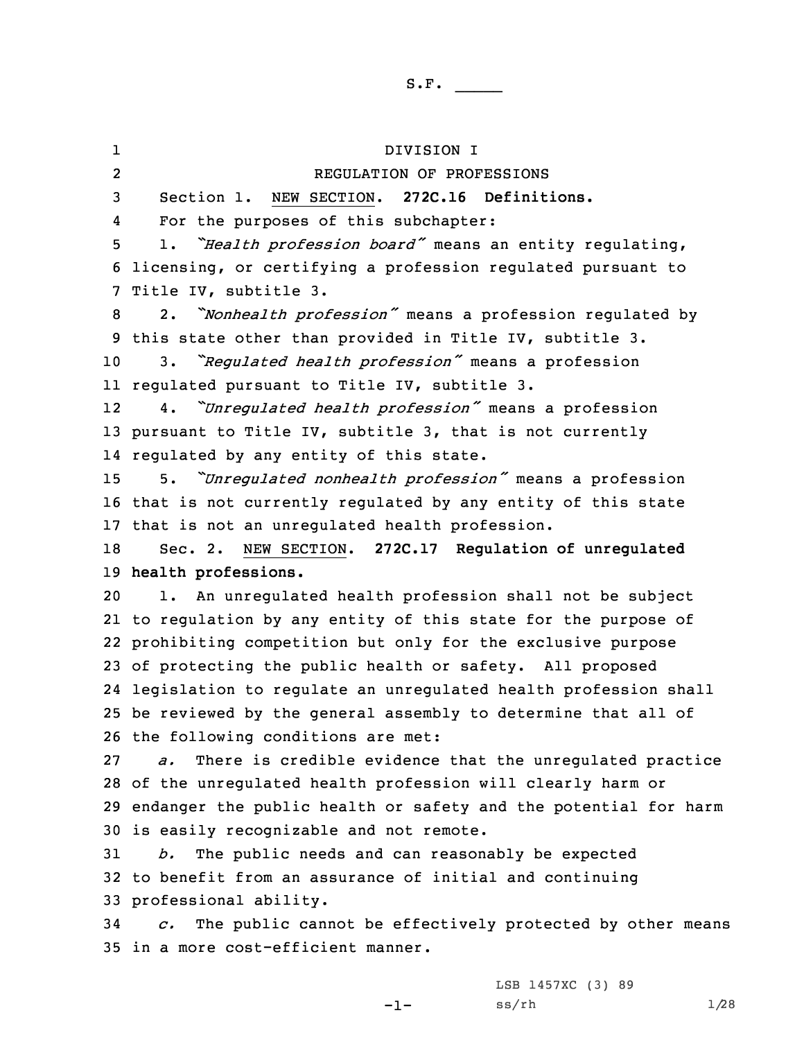S.F. _____

DIVISION I

REGULATION OF PROFESSIONS

Section 1. NEW SECTION. **272C.16 Definitions.**

For the purposes of this subchapter:

1. *"Health profession board"* means an entity regulating, licensing, or certifying a profession regulated pursuant to Title IV, subtitle 3.

2. *"Nonhealth profession"* means a profession regulated by this state other than provided in Title IV, subtitle 3.

3. *"Regulated health profession"* means a profession regulated pursuant to Title IV, subtitle 3.

4. *"Unregulated health profession"* means a profession pursuant to Title IV, subtitle 3, that is not currently regulated by any entity of this state.

5. *"Unregulated nonhealth profession"* means a profession that is not currently regulated by any entity of this state that is not an unregulated health profession.

Sec. 2. NEW SECTION. **272C.17 Regulation of unregulated health professions.**

1. An unregulated health profession shall not be subject to regulation by any entity of this state for the purpose of prohibiting competition but only for the exclusive purpose of protecting the public health or safety. All proposed legislation to regulate an unregulated health profession shall be reviewed by the general assembly to determine that all of the following conditions are met:

*a.* There is credible evidence that the unregulated practice of the unregulated health profession will clearly harm or endanger the public health or safety and the potential for harm is easily recognizable and not remote.

*b.* The public needs and can reasonably be expected to benefit from an assurance of initial and continuing professional ability.

*c.* The public cannot be effectively protected by other means in a more cost-efficient manner.

LSB 1457XC (3) 89
ss/rh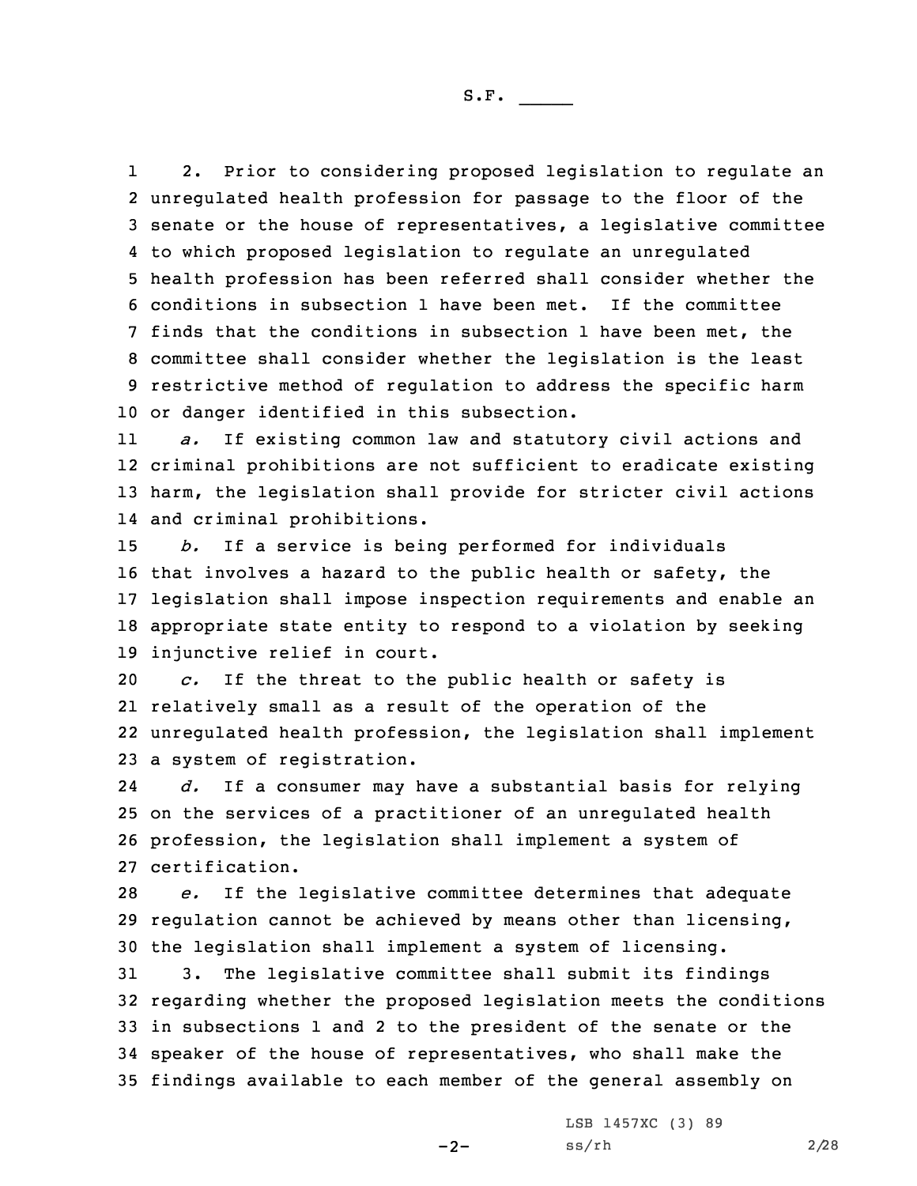2. Prior to considering proposed legislation to regulate an unregulated health profession for passage to the floor of the senate or the house of representatives, a legislative committee to which proposed legislation to regulate an unregulated health profession has been referred shall consider whether the conditions in subsection 1 have been met. If the committee finds that the conditions in subsection 1 have been met, the committee shall consider whether the legislation is the least restrictive method of regulation to address the specific harm or danger identified in this subsection.

*a.* If existing common law and statutory civil actions and criminal prohibitions are not sufficient to eradicate existing harm, the legislation shall provide for stricter civil actions and criminal prohibitions.

*b.* If a service is being performed for individuals that involves a hazard to the public health or safety, the legislation shall impose inspection requirements and enable an appropriate state entity to respond to a violation by seeking injunctive relief in court.

*c.* If the threat to the public health or safety is relatively small as a result of the operation of the unregulated health profession, the legislation shall implement a system of registration.

*d.* If a consumer may have a substantial basis for relying on the services of a practitioner of an unregulated health profession, the legislation shall implement a system of certification.

*e.* If the legislative committee determines that adequate regulation cannot be achieved by means other than licensing, the legislation shall implement a system of licensing.

3. The legislative committee shall submit its findings regarding whether the proposed legislation meets the conditions in subsections 1 and 2 to the president of the senate or the speaker of the house of representatives, who shall make the findings available to each member of the general assembly on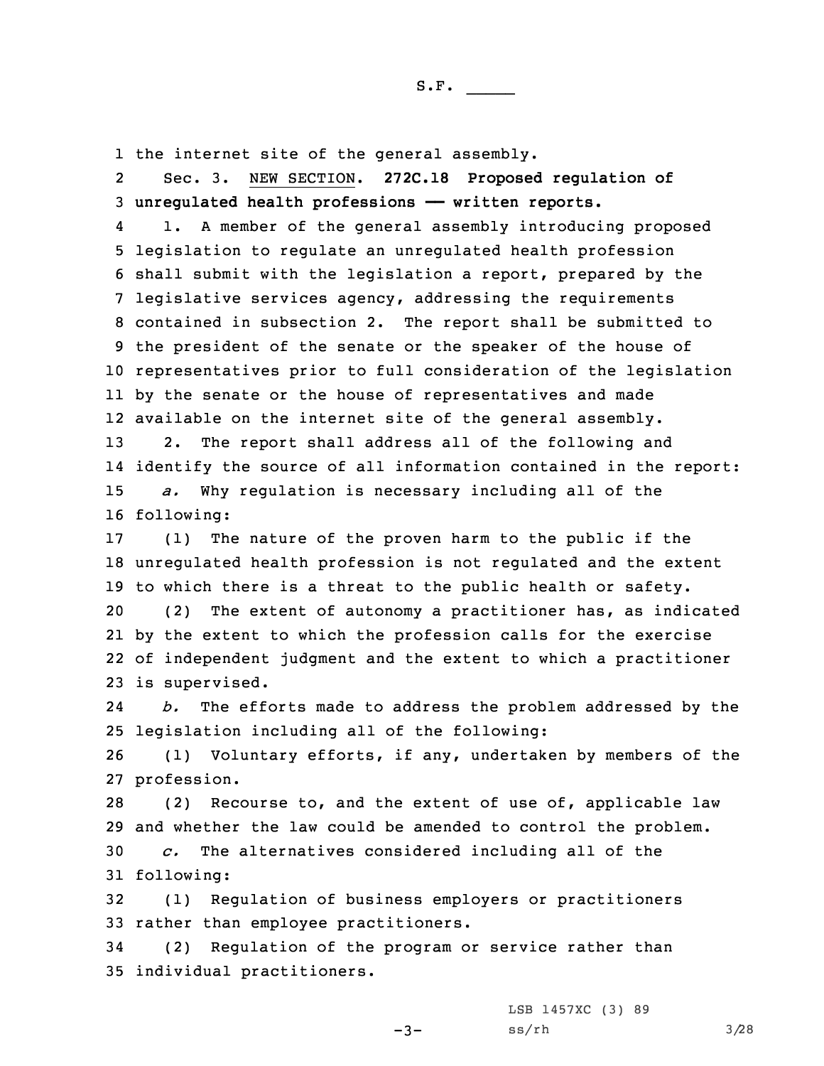the internet site of the general assembly.

Sec. 3. NEW SECTION. **272C.18 Proposed regulation of unregulated health professions —— written reports.**

1. A member of the general assembly introducing proposed legislation to regulate an unregulated health profession shall submit with the legislation a report, prepared by the legislative services agency, addressing the requirements contained in subsection 2. The report shall be submitted to the president of the senate or the speaker of the house of representatives prior to full consideration of the legislation by the senate or the house of representatives and made available on the internet site of the general assembly.

2. The report shall address all of the following and identify the source of all information contained in the report:

*a.* Why regulation is necessary including all of the following:

(1) The nature of the proven harm to the public if the unregulated health profession is not regulated and the extent to which there is a threat to the public health or safety.

(2) The extent of autonomy a practitioner has, as indicated by the extent to which the profession calls for the exercise of independent judgment and the extent to which a practitioner is supervised.

*b.* The efforts made to address the problem addressed by the legislation including all of the following:

(1) Voluntary efforts, if any, undertaken by members of the profession.

(2) Recourse to, and the extent of use of, applicable law and whether the law could be amended to control the problem.

*c.* The alternatives considered including all of the following:

(1) Regulation of business employers or practitioners rather than employee practitioners.

(2) Regulation of the program or service rather than individual practitioners.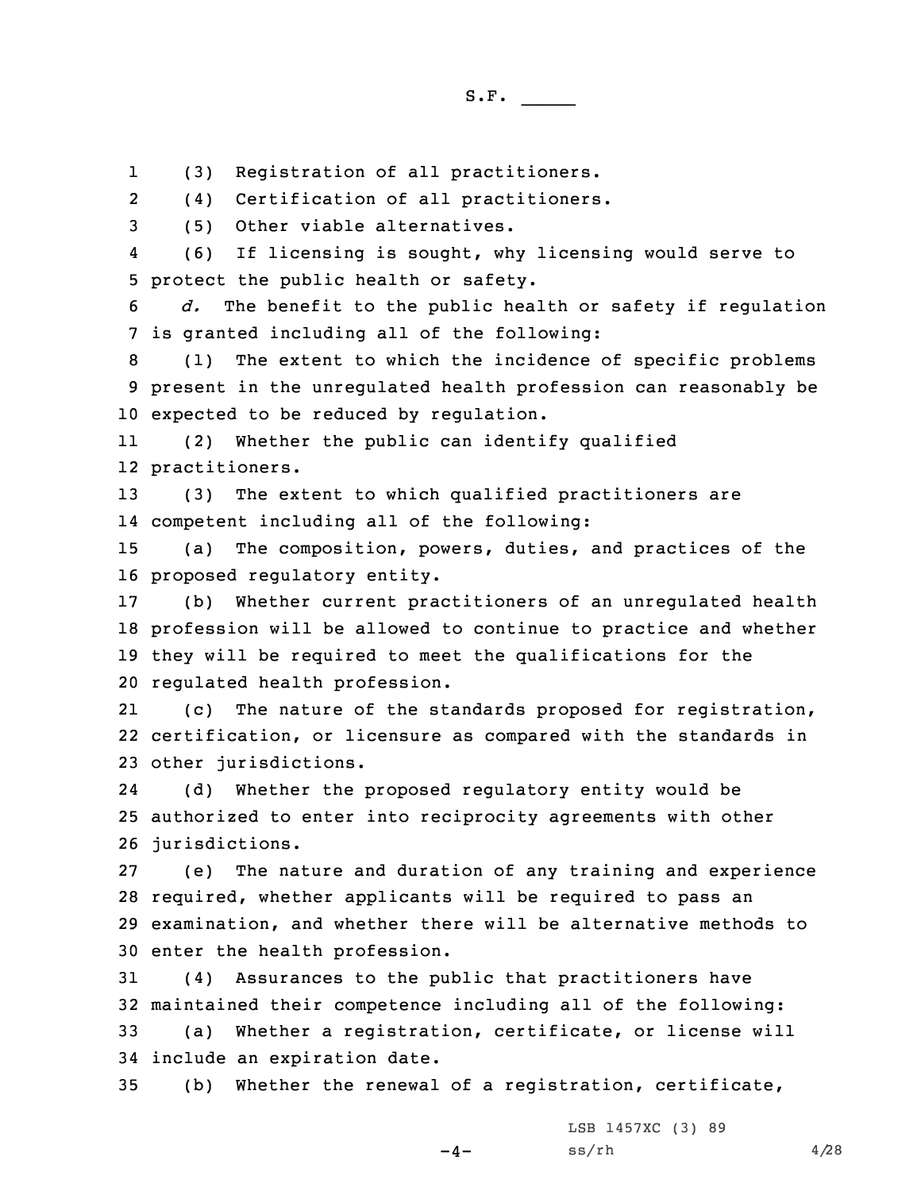(3) Registration of all practitioners.

(4) Certification of all practitioners.

(5) Other viable alternatives.

(6) If licensing is sought, why licensing would serve to protect the public health or safety.

*d.* The benefit to the public health or safety if regulation is granted including all of the following:

(1) The extent to which the incidence of specific problems present in the unregulated health profession can reasonably be expected to be reduced by regulation.

(2) Whether the public can identify qualified practitioners.

(3) The extent to which qualified practitioners are competent including all of the following:

(a) The composition, powers, duties, and practices of the proposed regulatory entity.

(b) Whether current practitioners of an unregulated health profession will be allowed to continue to practice and whether they will be required to meet the qualifications for the regulated health profession.

(c) The nature of the standards proposed for registration, certification, or licensure as compared with the standards in other jurisdictions.

(d) Whether the proposed regulatory entity would be authorized to enter into reciprocity agreements with other jurisdictions.

(e) The nature and duration of any training and experience required, whether applicants will be required to pass an examination, and whether there will be alternative methods to enter the health profession.

(4) Assurances to the public that practitioners have maintained their competence including all of the following:

(a) Whether a registration, certificate, or license will include an expiration date.

(b) Whether the renewal of a registration, certificate,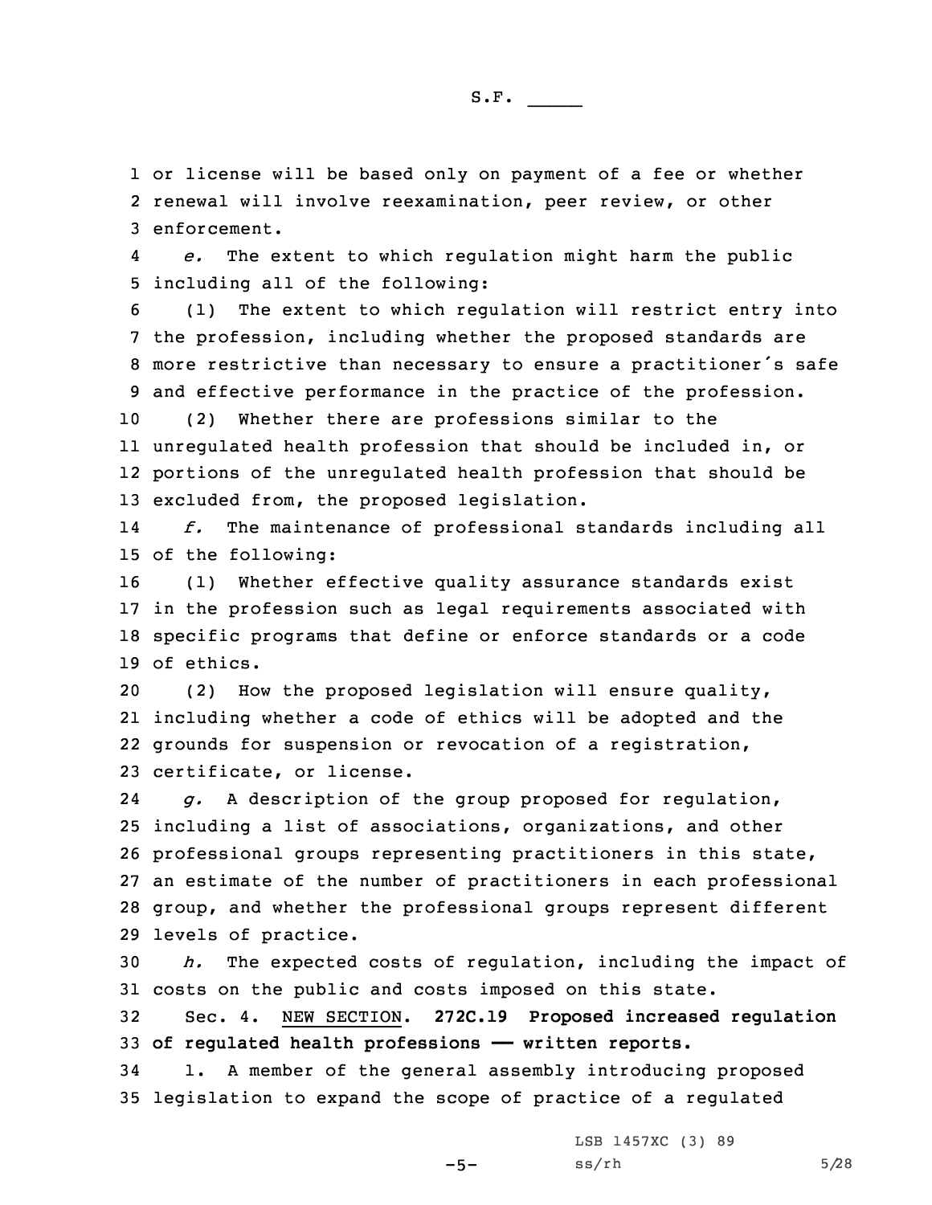or license will be based only on payment of a fee or whether renewal will involve reexamination, peer review, or other enforcement.

*e.* The extent to which regulation might harm the public including all of the following:

(1) The extent to which regulation will restrict entry into the profession, including whether the proposed standards are more restrictive than necessary to ensure a practitioner's safe and effective performance in the practice of the profession.

(2) Whether there are professions similar to the unregulated health profession that should be included in, or portions of the unregulated health profession that should be excluded from, the proposed legislation.

*f.* The maintenance of professional standards including all of the following:

(1) Whether effective quality assurance standards exist in the profession such as legal requirements associated with specific programs that define or enforce standards or a code of ethics.

(2) How the proposed legislation will ensure quality, including whether a code of ethics will be adopted and the grounds for suspension or revocation of a registration, certificate, or license.

*g.* A description of the group proposed for regulation, including a list of associations, organizations, and other professional groups representing practitioners in this state, an estimate of the number of practitioners in each professional group, and whether the professional groups represent different levels of practice.

*h.* The expected costs of regulation, including the impact of costs on the public and costs imposed on this state.

Sec. 4. NEW SECTION. **272C.19 Proposed increased regulation of regulated health professions — written reports.**

1. A member of the general assembly introducing proposed legislation to expand the scope of practice of a regulated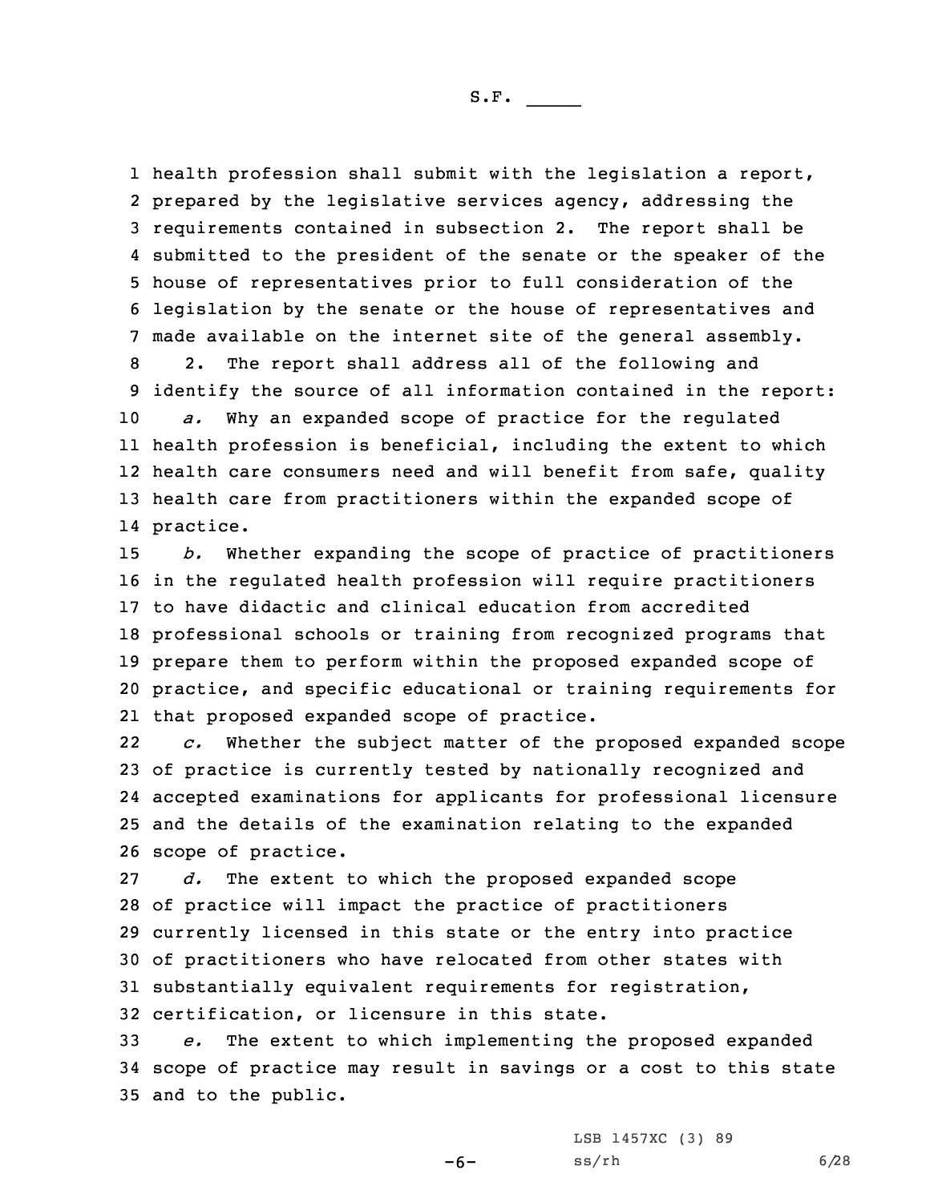health profession shall submit with the legislation a report, prepared by the legislative services agency, addressing the requirements contained in subsection 2. The report shall be submitted to the president of the senate or the speaker of the house of representatives prior to full consideration of the legislation by the senate or the house of representatives and made available on the internet site of the general assembly.

2. The report shall address all of the following and identify the source of all information contained in the report:

*a.* Why an expanded scope of practice for the regulated health profession is beneficial, including the extent to which health care consumers need and will benefit from safe, quality health care from practitioners within the expanded scope of practice.

*b.* Whether expanding the scope of practice of practitioners in the regulated health profession will require practitioners to have didactic and clinical education from accredited professional schools or training from recognized programs that prepare them to perform within the proposed expanded scope of practice, and specific educational or training requirements for that proposed expanded scope of practice.

*c.* Whether the subject matter of the proposed expanded scope of practice is currently tested by nationally recognized and accepted examinations for applicants for professional licensure and the details of the examination relating to the expanded scope of practice.

*d.* The extent to which the proposed expanded scope of practice will impact the practice of practitioners currently licensed in this state or the entry into practice of practitioners who have relocated from other states with substantially equivalent requirements for registration, certification, or licensure in this state.

*e.* The extent to which implementing the proposed expanded scope of practice may result in savings or a cost to this state and to the public.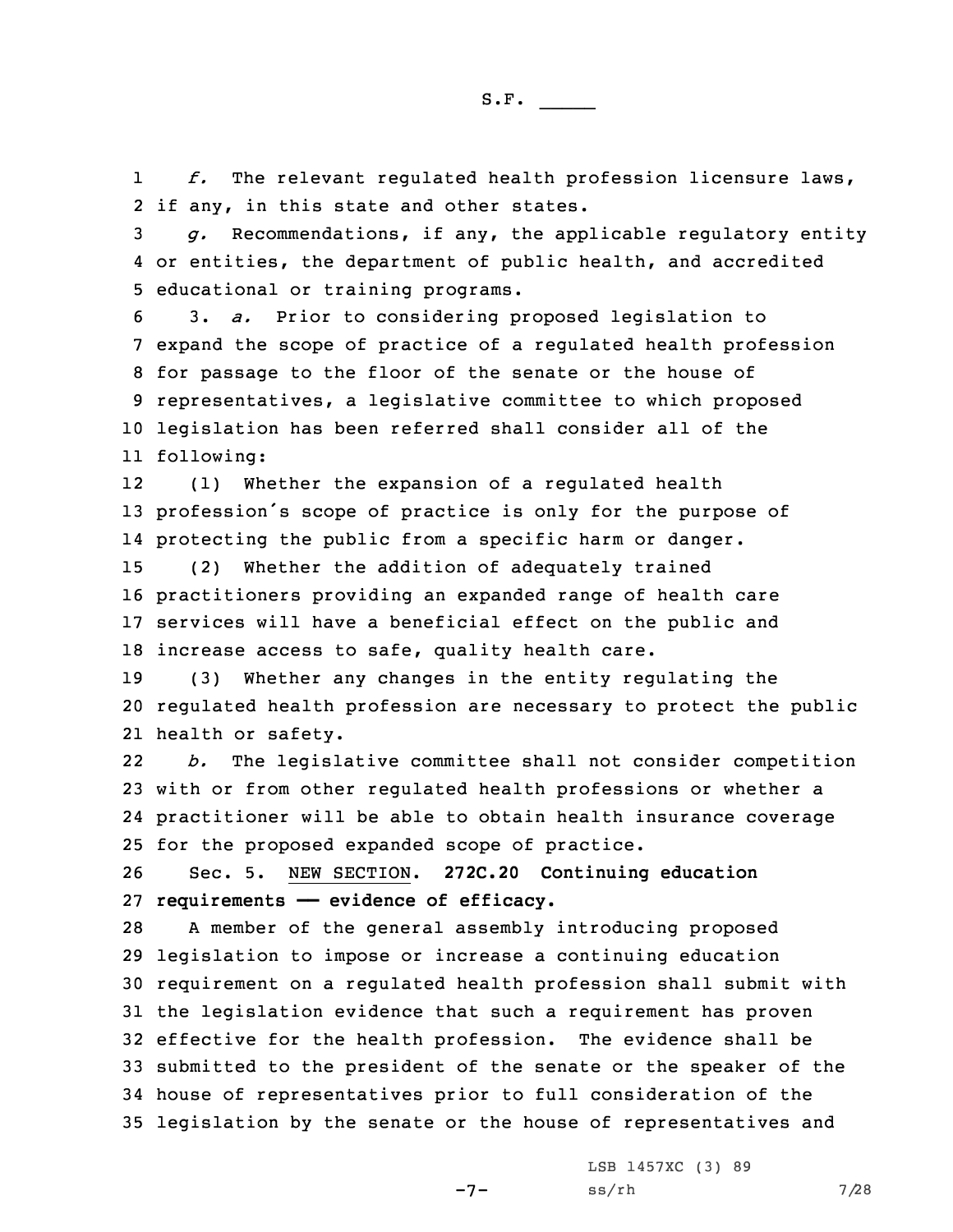*f.* The relevant regulated health profession licensure laws, if any, in this state and other states.

*g.* Recommendations, if any, the applicable regulatory entity or entities, the department of public health, and accredited educational or training programs.

3. *a.* Prior to considering proposed legislation to expand the scope of practice of a regulated health profession for passage to the floor of the senate or the house of representatives, a legislative committee to which proposed legislation has been referred shall consider all of the following:

(1) Whether the expansion of a regulated health profession's scope of practice is only for the purpose of protecting the public from a specific harm or danger.

(2) Whether the addition of adequately trained practitioners providing an expanded range of health care services will have a beneficial effect on the public and increase access to safe, quality health care.

(3) Whether any changes in the entity regulating the regulated health profession are necessary to protect the public health or safety.

*b.* The legislative committee shall not consider competition with or from other regulated health professions or whether a practitioner will be able to obtain health insurance coverage for the proposed expanded scope of practice.

Sec. 5. NEW SECTION. **272C.20 Continuing education requirements —— evidence of efficacy.**

A member of the general assembly introducing proposed legislation to impose or increase a continuing education requirement on a regulated health profession shall submit with the legislation evidence that such a requirement has proven effective for the health profession. The evidence shall be submitted to the president of the senate or the speaker of the house of representatives prior to full consideration of the legislation by the senate or the house of representatives and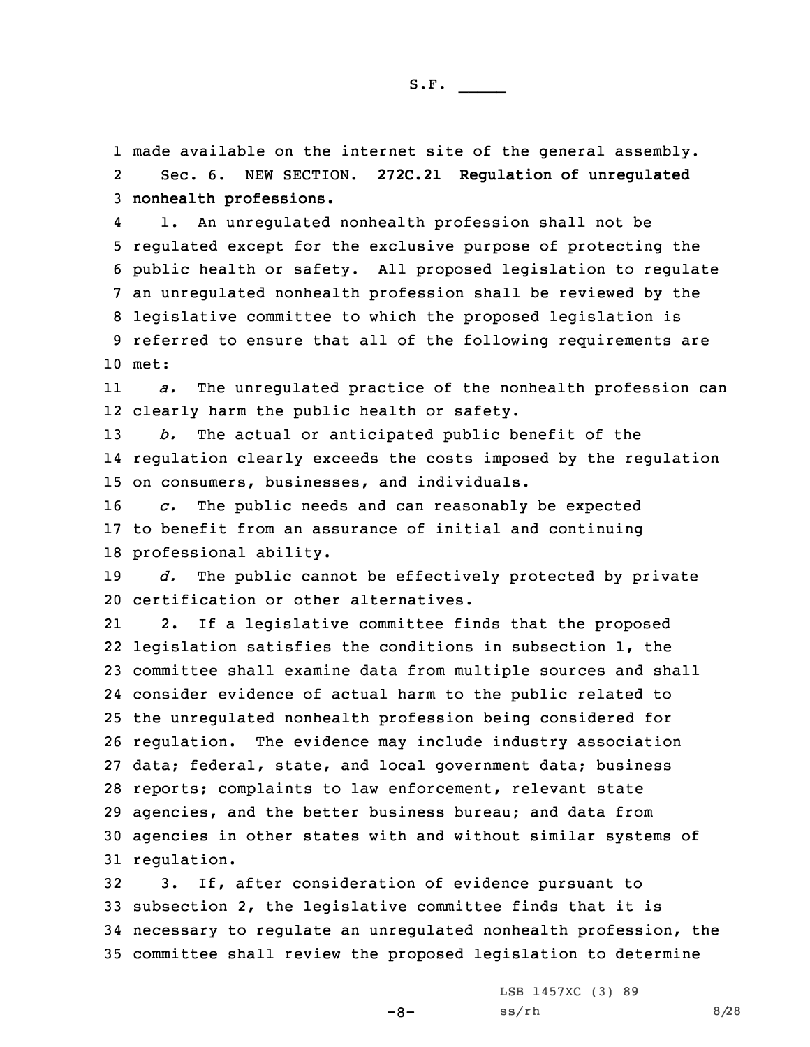made available on the internet site of the general assembly.

Sec. 6. NEW SECTION. **272C.21 Regulation of unregulated nonhealth professions.**

1. An unregulated nonhealth profession shall not be regulated except for the exclusive purpose of protecting the public health or safety. All proposed legislation to regulate an unregulated nonhealth profession shall be reviewed by the legislative committee to which the proposed legislation is referred to ensure that all of the following requirements are met:

*a.* The unregulated practice of the nonhealth profession can clearly harm the public health or safety.

*b.* The actual or anticipated public benefit of the regulation clearly exceeds the costs imposed by the regulation on consumers, businesses, and individuals.

*c.* The public needs and can reasonably be expected to benefit from an assurance of initial and continuing professional ability.

*d.* The public cannot be effectively protected by private certification or other alternatives.

2. If a legislative committee finds that the proposed legislation satisfies the conditions in subsection 1, the committee shall examine data from multiple sources and shall consider evidence of actual harm to the public related to the unregulated nonhealth profession being considered for regulation. The evidence may include industry association data; federal, state, and local government data; business reports; complaints to law enforcement, relevant state agencies, and the better business bureau; and data from agencies in other states with and without similar systems of regulation.

3. If, after consideration of evidence pursuant to subsection 2, the legislative committee finds that it is necessary to regulate an unregulated nonhealth profession, the committee shall review the proposed legislation to determine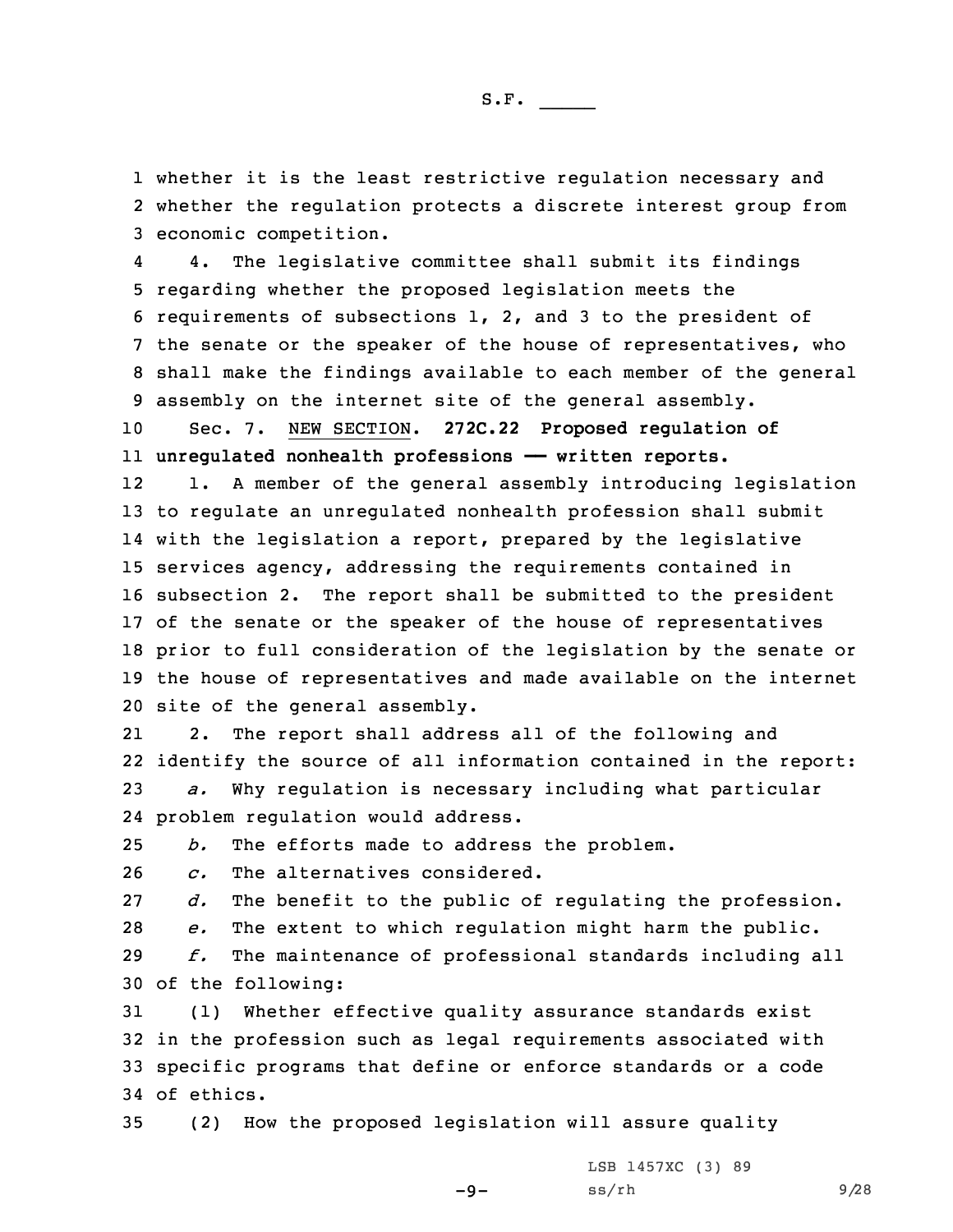whether it is the least restrictive regulation necessary and whether the regulation protects a discrete interest group from economic competition.

4. The legislative committee shall submit its findings regarding whether the proposed legislation meets the requirements of subsections 1, 2, and 3 to the president of the senate or the speaker of the house of representatives, who shall make the findings available to each member of the general assembly on the internet site of the general assembly.

Sec. 7. NEW SECTION. **272C.22 Proposed regulation of unregulated nonhealth professions —— written reports.**

1. A member of the general assembly introducing legislation to regulate an unregulated nonhealth profession shall submit with the legislation a report, prepared by the legislative services agency, addressing the requirements contained in subsection 2. The report shall be submitted to the president of the senate or the speaker of the house of representatives prior to full consideration of the legislation by the senate or the house of representatives and made available on the internet site of the general assembly.

2. The report shall address all of the following and identify the source of all information contained in the report:

*a.* Why regulation is necessary including what particular problem regulation would address.

*b.* The efforts made to address the problem.

*c.* The alternatives considered.

*d.* The benefit to the public of regulating the profession.

*e.* The extent to which regulation might harm the public.

*f.* The maintenance of professional standards including all of the following:

(1) Whether effective quality assurance standards exist in the profession such as legal requirements associated with specific programs that define or enforce standards or a code of ethics.

(2) How the proposed legislation will assure quality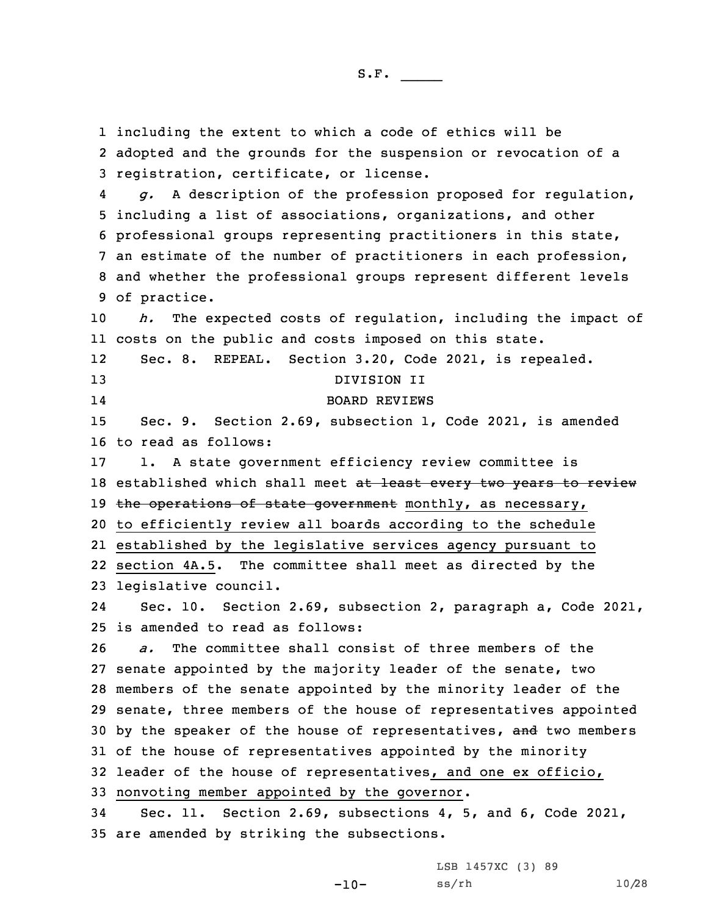including the extent to which a code of ethics will be adopted and the grounds for the suspension or revocation of a registration, certificate, or license.

*g.* A description of the profession proposed for regulation, including a list of associations, organizations, and other professional groups representing practitioners in this state, an estimate of the number of practitioners in each profession, and whether the professional groups represent different levels of practice.

*h.* The expected costs of regulation, including the impact of costs on the public and costs imposed on this state.

Sec. 8. REPEAL. Section 3.20, Code 2021, is repealed.

DIVISION II

BOARD REVIEWS

Sec. 9. Section 2.69, subsection 1, Code 2021, is amended to read as follows:

1. A state government efficiency review committee is established which shall meet ~~at least every two years to review the operations of state government~~ monthly, as necessary, to efficiently review all boards according to the schedule established by the legislative services agency pursuant to section 4A.5. The committee shall meet as directed by the legislative council.

Sec. 10. Section 2.69, subsection 2, paragraph a, Code 2021, is amended to read as follows:

*a.* The committee shall consist of three members of the senate appointed by the majority leader of the senate, two members of the senate appointed by the minority leader of the senate, three members of the house of representatives appointed by the speaker of the house of representatives, ~~and~~ two members of the house of representatives appointed by the minority leader of the house of representatives, and one ex officio, nonvoting member appointed by the governor.

Sec. 11. Section 2.69, subsections 4, 5, and 6, Code 2021, are amended by striking the subsections.

LSB 1457XC (3) 89
ss/rh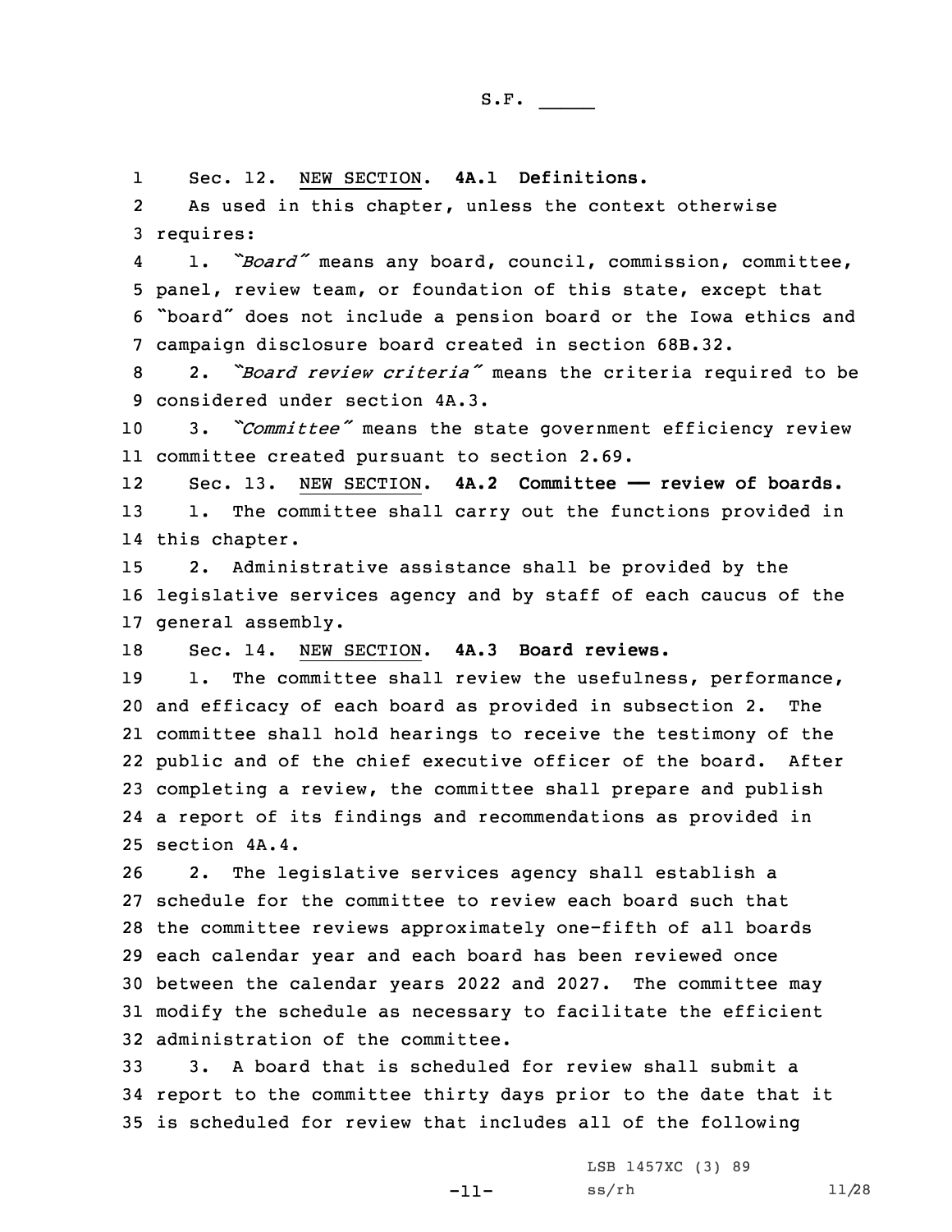Sec. 12. NEW SECTION. **4A.1 Definitions.**

As used in this chapter, unless the context otherwise requires:

1. *"Board"* means any board, council, commission, committee, panel, review team, or foundation of this state, except that "board" does not include a pension board or the Iowa ethics and campaign disclosure board created in section 68B.32.

2. *"Board review criteria"* means the criteria required to be considered under section 4A.3.

3. *"Committee"* means the state government efficiency review committee created pursuant to section 2.69.

Sec. 13. NEW SECTION. **4A.2 Committee —— review of boards.**

1. The committee shall carry out the functions provided in this chapter.

2. Administrative assistance shall be provided by the legislative services agency and by staff of each caucus of the general assembly.

Sec. 14. NEW SECTION. **4A.3 Board reviews.**

1. The committee shall review the usefulness, performance, and efficacy of each board as provided in subsection 2. The committee shall hold hearings to receive the testimony of the public and of the chief executive officer of the board. After completing a review, the committee shall prepare and publish a report of its findings and recommendations as provided in section 4A.4.

2. The legislative services agency shall establish a schedule for the committee to review each board such that the committee reviews approximately one-fifth of all boards each calendar year and each board has been reviewed once between the calendar years 2022 and 2027. The committee may modify the schedule as necessary to facilitate the efficient administration of the committee.

3. A board that is scheduled for review shall submit a report to the committee thirty days prior to the date that it is scheduled for review that includes all of the following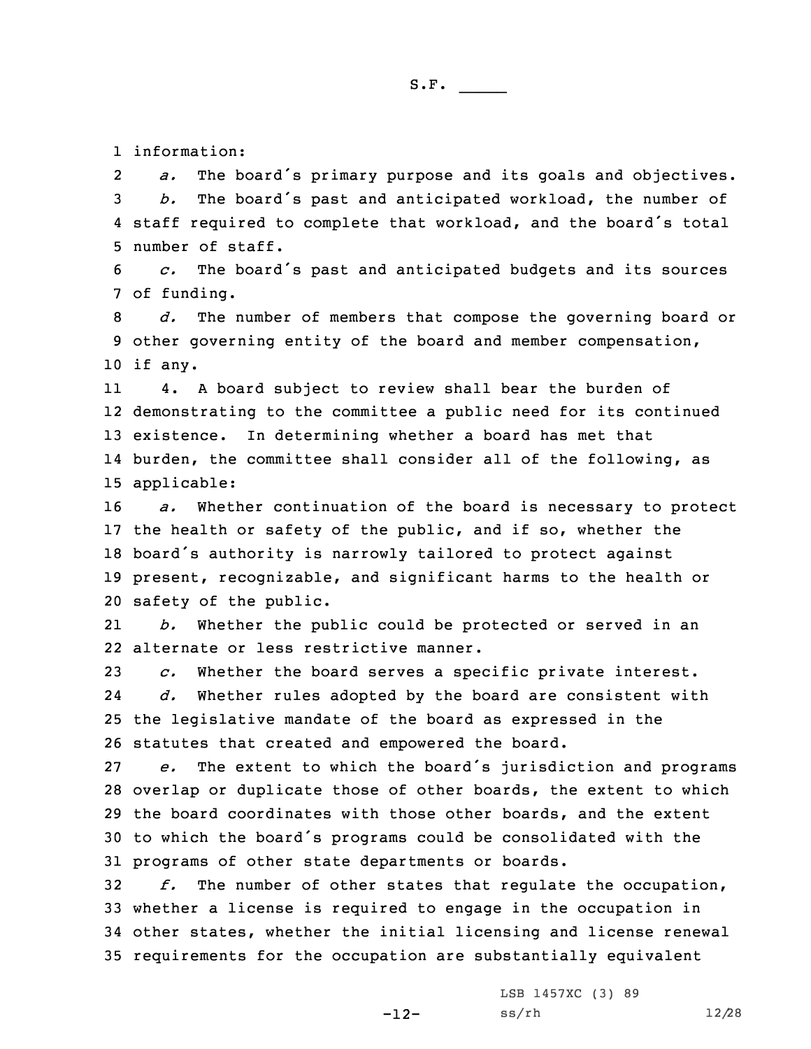information:

*a.* The board's primary purpose and its goals and objectives.

*b.* The board's past and anticipated workload, the number of staff required to complete that workload, and the board's total number of staff.

*c.* The board's past and anticipated budgets and its sources of funding.

*d.* The number of members that compose the governing board or other governing entity of the board and member compensation, if any.

4. A board subject to review shall bear the burden of demonstrating to the committee a public need for its continued existence. In determining whether a board has met that burden, the committee shall consider all of the following, as applicable:

*a.* Whether continuation of the board is necessary to protect the health or safety of the public, and if so, whether the board's authority is narrowly tailored to protect against present, recognizable, and significant harms to the health or safety of the public.

*b.* Whether the public could be protected or served in an alternate or less restrictive manner.

*c.* Whether the board serves a specific private interest.

*d.* Whether rules adopted by the board are consistent with the legislative mandate of the board as expressed in the statutes that created and empowered the board.

*e.* The extent to which the board's jurisdiction and programs overlap or duplicate those of other boards, the extent to which the board coordinates with those other boards, and the extent to which the board's programs could be consolidated with the programs of other state departments or boards.

*f.* The number of other states that regulate the occupation, whether a license is required to engage in the occupation in other states, whether the initial licensing and license renewal requirements for the occupation are substantially equivalent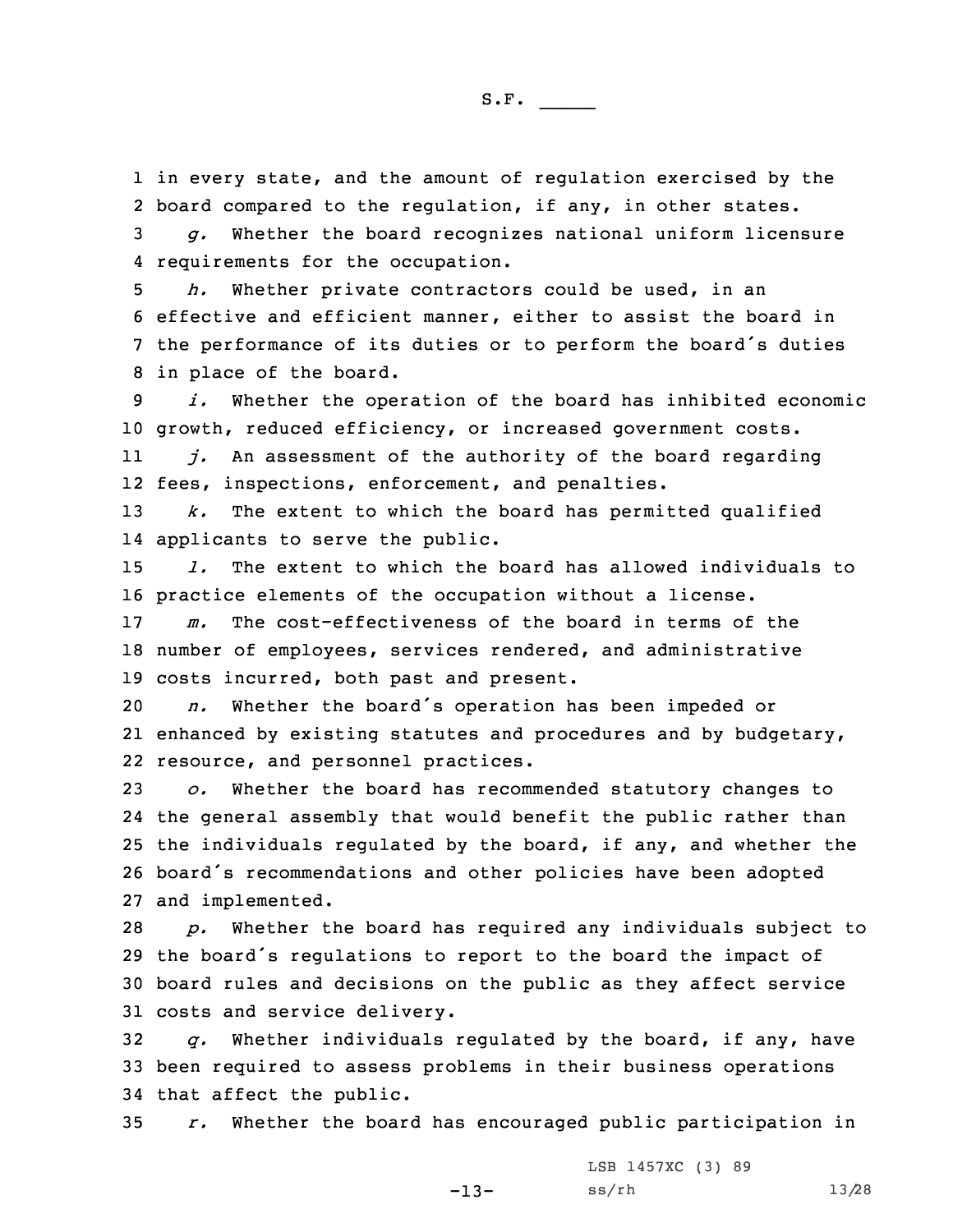in every state, and the amount of regulation exercised by the board compared to the regulation, if any, in other states.

*g.* Whether the board recognizes national uniform licensure requirements for the occupation.

*h.* Whether private contractors could be used, in an effective and efficient manner, either to assist the board in the performance of its duties or to perform the board's duties in place of the board.

*i.* Whether the operation of the board has inhibited economic growth, reduced efficiency, or increased government costs.

*j.* An assessment of the authority of the board regarding fees, inspections, enforcement, and penalties.

*k.* The extent to which the board has permitted qualified applicants to serve the public.

*l.* The extent to which the board has allowed individuals to practice elements of the occupation without a license.

*m.* The cost-effectiveness of the board in terms of the number of employees, services rendered, and administrative costs incurred, both past and present.

*n.* Whether the board's operation has been impeded or enhanced by existing statutes and procedures and by budgetary, resource, and personnel practices.

*o.* Whether the board has recommended statutory changes to the general assembly that would benefit the public rather than the individuals regulated by the board, if any, and whether the board's recommendations and other policies have been adopted and implemented.

*p.* Whether the board has required any individuals subject to the board's regulations to report to the board the impact of board rules and decisions on the public as they affect service costs and service delivery.

*q.* Whether individuals regulated by the board, if any, have been required to assess problems in their business operations that affect the public.

*r.* Whether the board has encouraged public participation in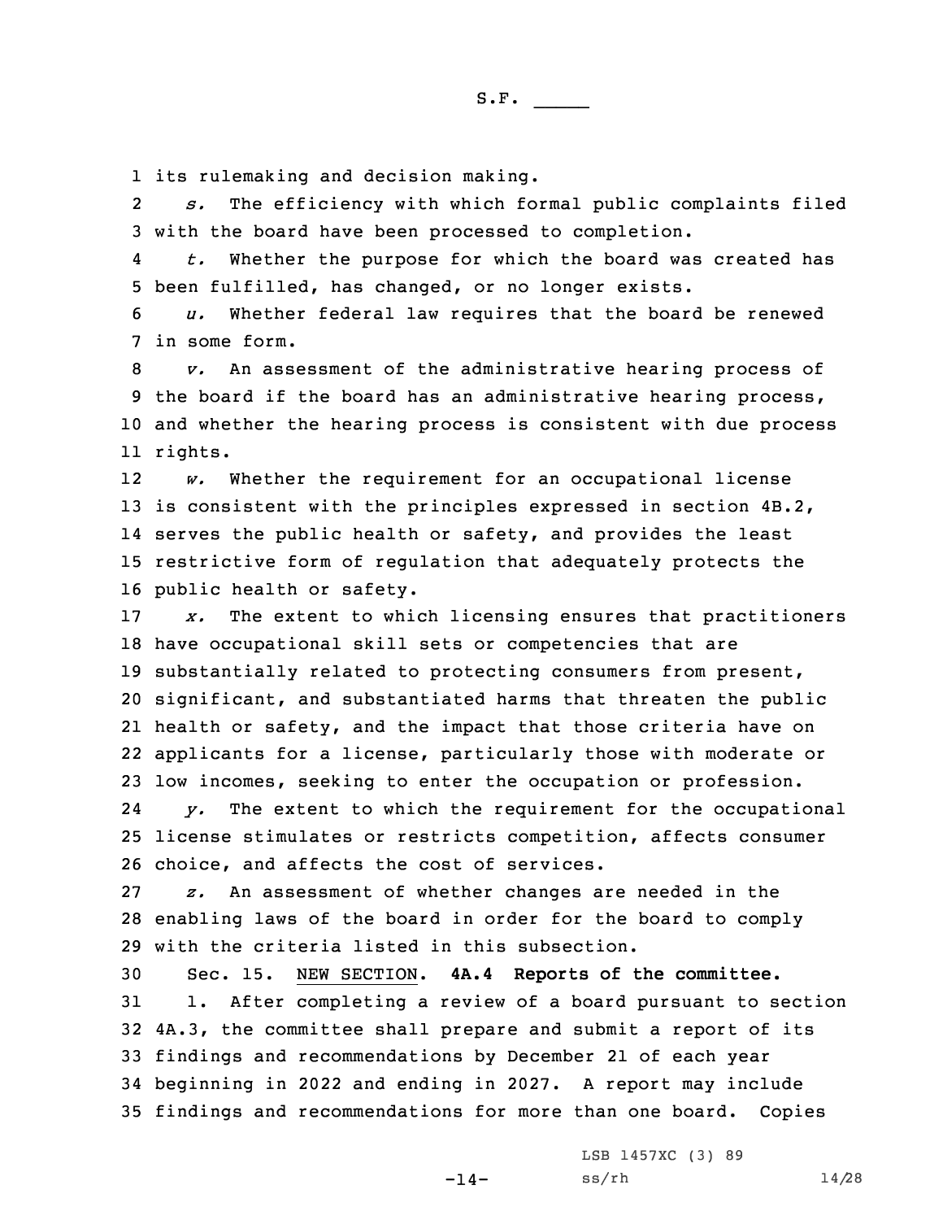its rulemaking and decision making.

*s.* The efficiency with which formal public complaints filed with the board have been processed to completion.

*t.* Whether the purpose for which the board was created has been fulfilled, has changed, or no longer exists.

*u.* Whether federal law requires that the board be renewed in some form.

*v.* An assessment of the administrative hearing process of the board if the board has an administrative hearing process, and whether the hearing process is consistent with due process rights.

*w.* Whether the requirement for an occupational license is consistent with the principles expressed in section 4B.2, serves the public health or safety, and provides the least restrictive form of regulation that adequately protects the public health or safety.

*x.* The extent to which licensing ensures that practitioners have occupational skill sets or competencies that are substantially related to protecting consumers from present, significant, and substantiated harms that threaten the public health or safety, and the impact that those criteria have on applicants for a license, particularly those with moderate or low incomes, seeking to enter the occupation or profession.

*y.* The extent to which the requirement for the occupational license stimulates or restricts competition, affects consumer choice, and affects the cost of services.

*z.* An assessment of whether changes are needed in the enabling laws of the board in order for the board to comply with the criteria listed in this subsection.

Sec. 15. NEW SECTION. **4A.4 Reports of the committee.**

1. After completing a review of a board pursuant to section 4A.3, the committee shall prepare and submit a report of its findings and recommendations by December 21 of each year beginning in 2022 and ending in 2027. A report may include findings and recommendations for more than one board. Copies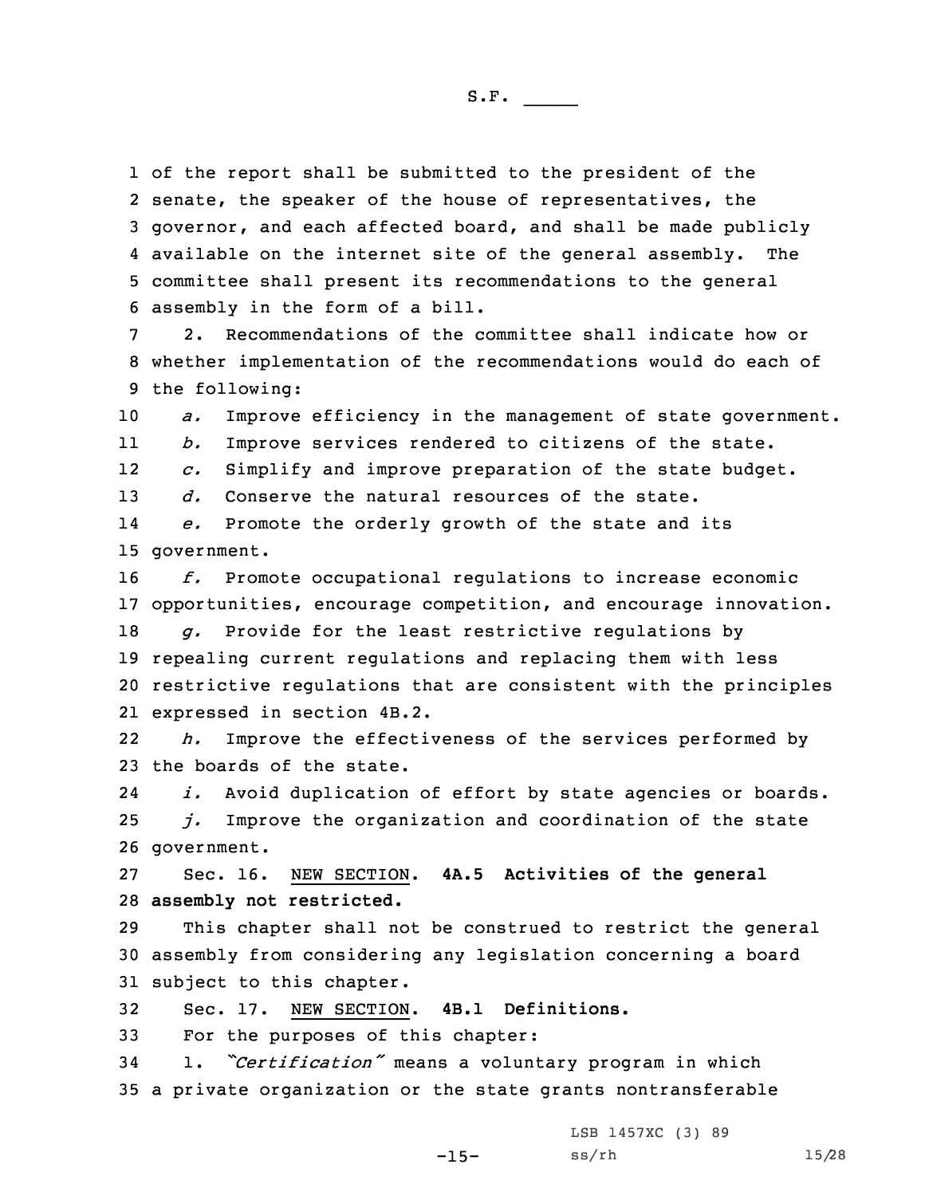of the report shall be submitted to the president of the senate, the speaker of the house of representatives, the governor, and each affected board, and shall be made publicly available on the internet site of the general assembly. The committee shall present its recommendations to the general assembly in the form of a bill.

2. Recommendations of the committee shall indicate how or whether implementation of the recommendations would do each of the following:

*a.* Improve efficiency in the management of state government.

*b.* Improve services rendered to citizens of the state.

*c.* Simplify and improve preparation of the state budget.

*d.* Conserve the natural resources of the state.

*e.* Promote the orderly growth of the state and its government.

*f.* Promote occupational regulations to increase economic opportunities, encourage competition, and encourage innovation.

*g.* Provide for the least restrictive regulations by repealing current regulations and replacing them with less restrictive regulations that are consistent with the principles expressed in section 4B.2.

*h.* Improve the effectiveness of the services performed by the boards of the state.

*i.* Avoid duplication of effort by state agencies or boards.

*j.* Improve the organization and coordination of the state government.

Sec. 16. NEW SECTION. **4A.5 Activities of the general assembly not restricted.**

This chapter shall not be construed to restrict the general assembly from considering any legislation concerning a board subject to this chapter.

Sec. 17. NEW SECTION. **4B.1 Definitions.**

For the purposes of this chapter:

1. *"Certification"* means a voluntary program in which a private organization or the state grants nontransferable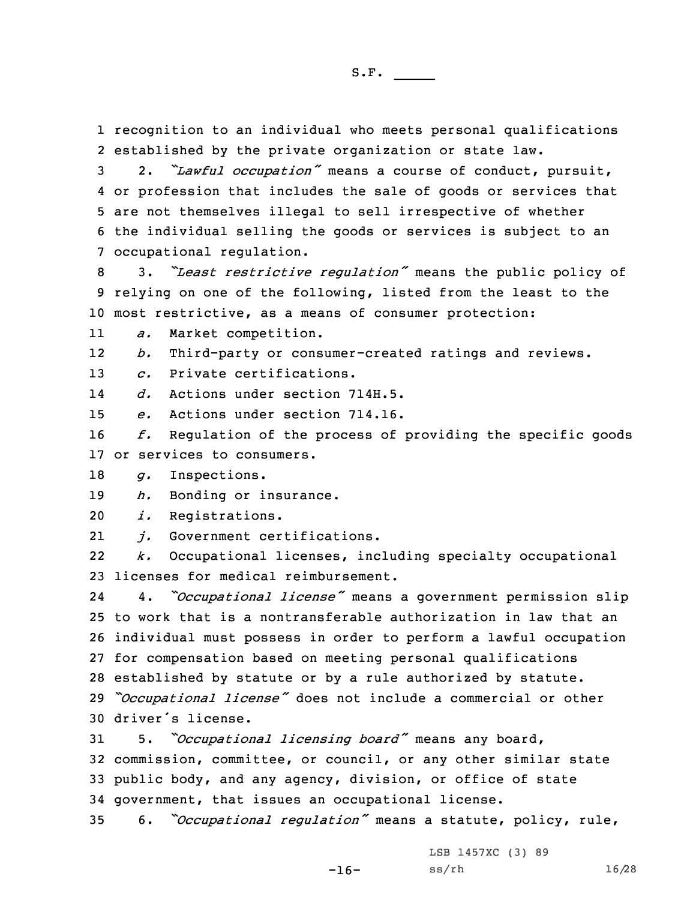recognition to an individual who meets personal qualifications established by the private organization or state law.

2. *"Lawful occupation"* means a course of conduct, pursuit, or profession that includes the sale of goods or services that are not themselves illegal to sell irrespective of whether the individual selling the goods or services is subject to an occupational regulation.

3. *"Least restrictive regulation"* means the public policy of relying on one of the following, listed from the least to the most restrictive, as a means of consumer protection:

*a.* Market competition.

*b.* Third-party or consumer-created ratings and reviews.

*c.* Private certifications.

*d.* Actions under section 714H.5.

*e.* Actions under section 714.16.

*f.* Regulation of the process of providing the specific goods or services to consumers.

*g.* Inspections.

*h.* Bonding or insurance.

*i.* Registrations.

*j.* Government certifications.

*k.* Occupational licenses, including specialty occupational licenses for medical reimbursement.

4. *"Occupational license"* means a government permission slip to work that is a nontransferable authorization in law that an individual must possess in order to perform a lawful occupation for compensation based on meeting personal qualifications established by statute or by a rule authorized by statute. *"Occupational license"* does not include a commercial or other driver's license.

5. *"Occupational licensing board"* means any board, commission, committee, or council, or any other similar state public body, and any agency, division, or office of state government, that issues an occupational license.

6. *"Occupational regulation"* means a statute, policy, rule,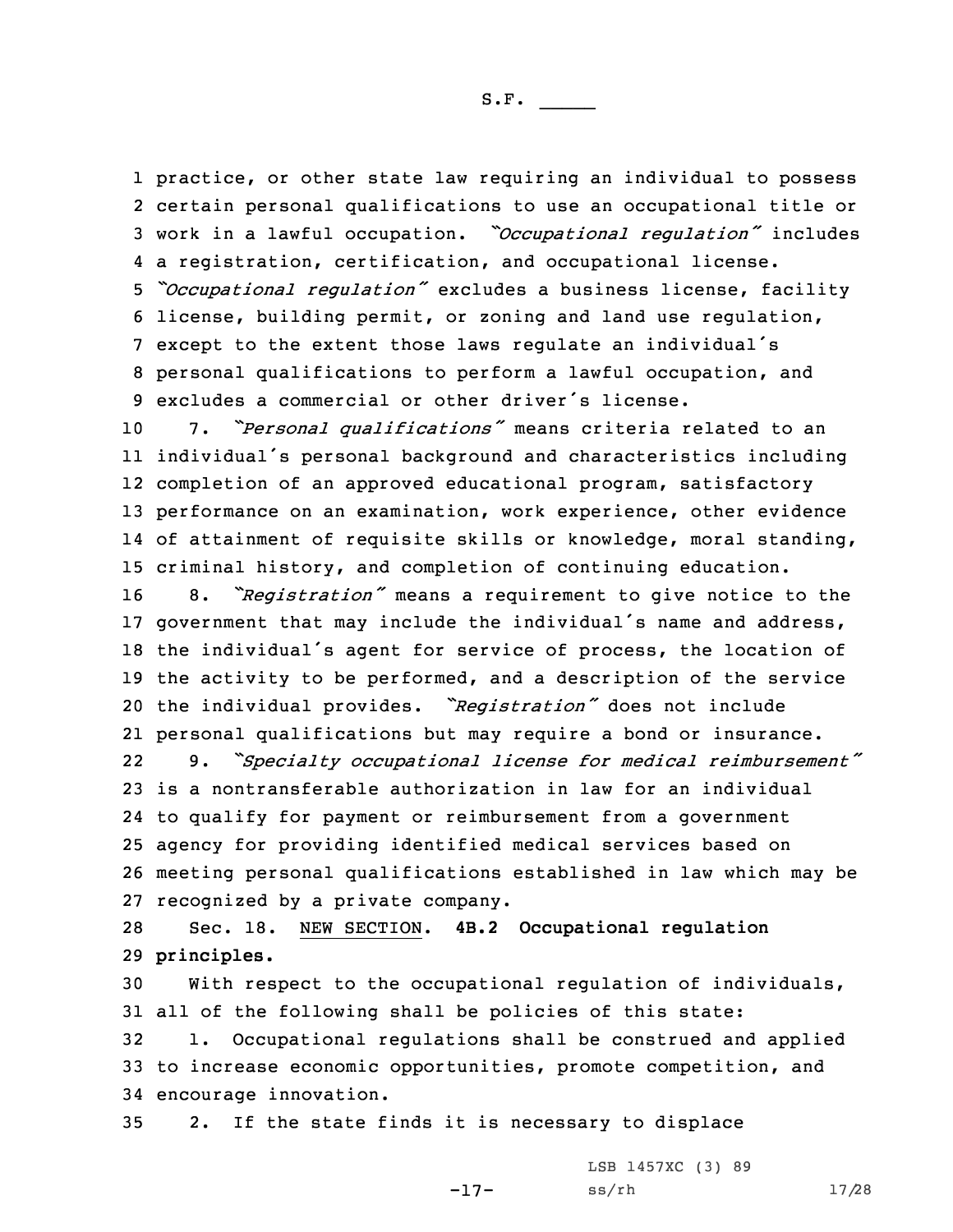practice, or other state law requiring an individual to possess certain personal qualifications to use an occupational title or work in a lawful occupation. *"Occupational regulation"* includes a registration, certification, and occupational license. *"Occupational regulation"* excludes a business license, facility license, building permit, or zoning and land use regulation, except to the extent those laws regulate an individual's personal qualifications to perform a lawful occupation, and excludes a commercial or other driver's license.

7. *"Personal qualifications"* means criteria related to an individual's personal background and characteristics including completion of an approved educational program, satisfactory performance on an examination, work experience, other evidence of attainment of requisite skills or knowledge, moral standing, criminal history, and completion of continuing education.

8. *"Registration"* means a requirement to give notice to the government that may include the individual's name and address, the individual's agent for service of process, the location of the activity to be performed, and a description of the service the individual provides. *"Registration"* does not include personal qualifications but may require a bond or insurance.

9. *"Specialty occupational license for medical reimbursement"* is a nontransferable authorization in law for an individual to qualify for payment or reimbursement from a government agency for providing identified medical services based on meeting personal qualifications established in law which may be recognized by a private company.

Sec. 18. NEW SECTION. **4B.2 Occupational regulation principles.**

With respect to the occupational regulation of individuals, all of the following shall be policies of this state:

1. Occupational regulations shall be construed and applied to increase economic opportunities, promote competition, and encourage innovation.

2. If the state finds it is necessary to displace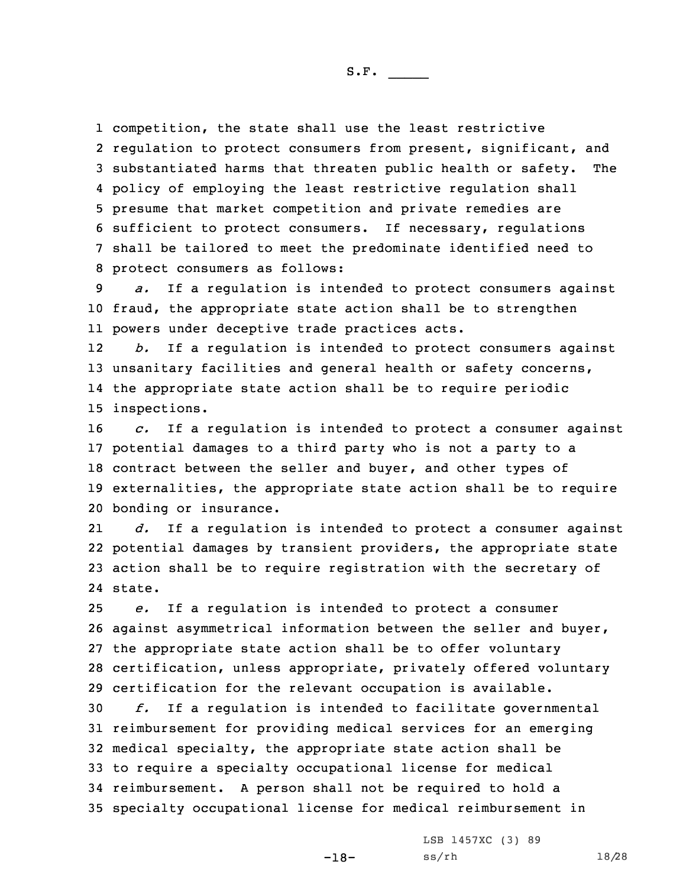competition, the state shall use the least restrictive regulation to protect consumers from present, significant, and substantiated harms that threaten public health or safety. The policy of employing the least restrictive regulation shall presume that market competition and private remedies are sufficient to protect consumers. If necessary, regulations shall be tailored to meet the predominate identified need to protect consumers as follows:

*a.* If a regulation is intended to protect consumers against fraud, the appropriate state action shall be to strengthen powers under deceptive trade practices acts.

*b.* If a regulation is intended to protect consumers against unsanitary facilities and general health or safety concerns, the appropriate state action shall be to require periodic inspections.

*c.* If a regulation is intended to protect a consumer against potential damages to a third party who is not a party to a contract between the seller and buyer, and other types of externalities, the appropriate state action shall be to require bonding or insurance.

*d.* If a regulation is intended to protect a consumer against potential damages by transient providers, the appropriate state action shall be to require registration with the secretary of state.

*e.* If a regulation is intended to protect a consumer against asymmetrical information between the seller and buyer, the appropriate state action shall be to offer voluntary certification, unless appropriate, privately offered voluntary certification for the relevant occupation is available.

*f.* If a regulation is intended to facilitate governmental reimbursement for providing medical services for an emerging medical specialty, the appropriate state action shall be to require a specialty occupational license for medical reimbursement. A person shall not be required to hold a specialty occupational license for medical reimbursement in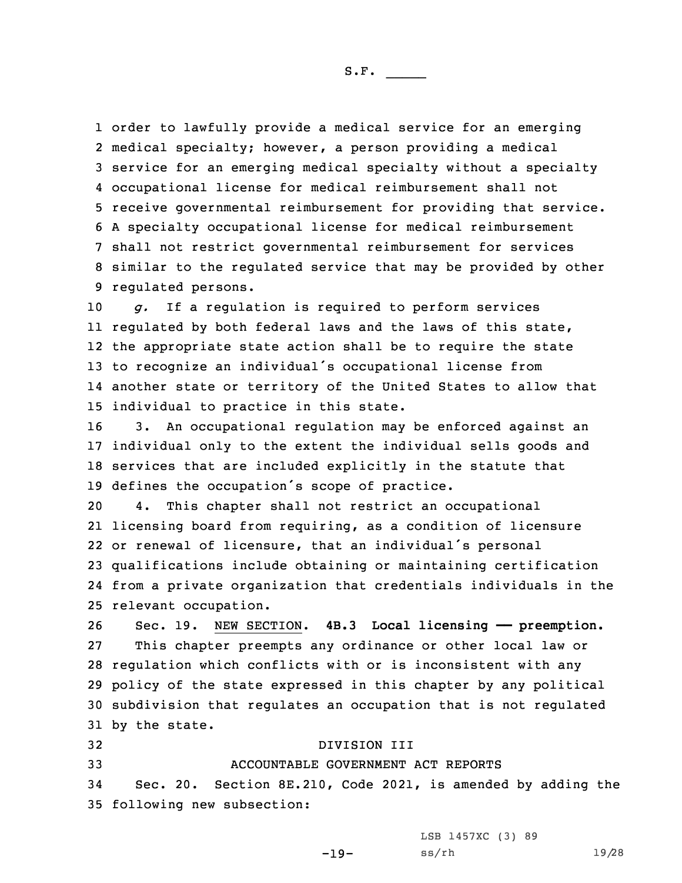order to lawfully provide a medical service for an emerging medical specialty; however, a person providing a medical service for an emerging medical specialty without a specialty occupational license for medical reimbursement shall not receive governmental reimbursement for providing that service. A specialty occupational license for medical reimbursement shall not restrict governmental reimbursement for services similar to the regulated service that may be provided by other regulated persons.

*g.* If a regulation is required to perform services regulated by both federal laws and the laws of this state, the appropriate state action shall be to require the state to recognize an individual's occupational license from another state or territory of the United States to allow that individual to practice in this state.

3. An occupational regulation may be enforced against an individual only to the extent the individual sells goods and services that are included explicitly in the statute that defines the occupation's scope of practice.

4. This chapter shall not restrict an occupational licensing board from requiring, as a condition of licensure or renewal of licensure, that an individual's personal qualifications include obtaining or maintaining certification from a private organization that credentials individuals in the relevant occupation.

Sec. 19. NEW SECTION. **4B.3 Local licensing —— preemption.**

This chapter preempts any ordinance or other local law or regulation which conflicts with or is inconsistent with any policy of the state expressed in this chapter by any political subdivision that regulates an occupation that is not regulated by the state.

DIVISION III

ACCOUNTABLE GOVERNMENT ACT REPORTS

Sec. 20. Section 8E.210, Code 2021, is amended by adding the following new subsection: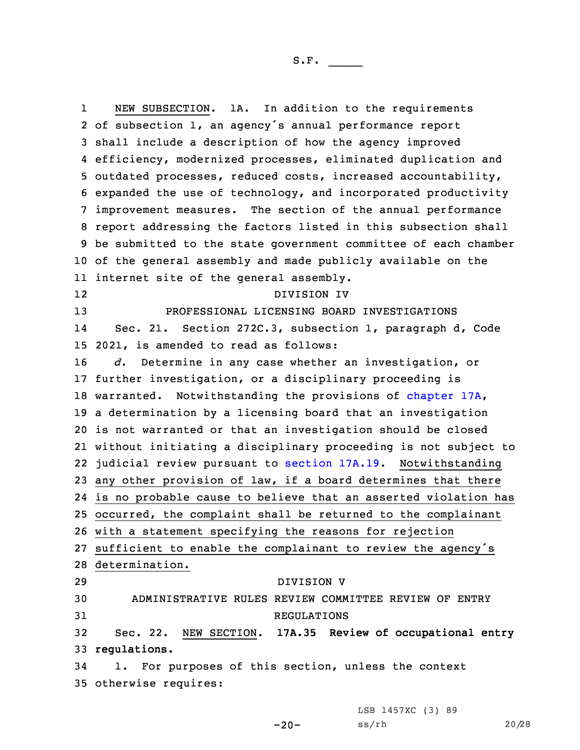NEW SUBSECTION. 1A. In addition to the requirements of subsection 1, an agency's annual performance report shall include a description of how the agency improved efficiency, modernized processes, eliminated duplication and outdated processes, reduced costs, increased accountability, expanded the use of technology, and incorporated productivity improvement measures. The section of the annual performance report addressing the factors listed in this subsection shall be submitted to the state government committee of each chamber of the general assembly and made publicly available on the internet site of the general assembly.

DIVISION IV

PROFESSIONAL LICENSING BOARD INVESTIGATIONS

Sec. 21. Section 272C.3, subsection 1, paragraph d, Code 2021, is amended to read as follows:

*d.* Determine in any case whether an investigation, or further investigation, or a disciplinary proceeding is warranted. Notwithstanding the provisions of chapter 17A, a determination by a licensing board that an investigation is not warranted or that an investigation should be closed without initiating a disciplinary proceeding is not subject to judicial review pursuant to section 17A.19. Notwithstanding any other provision of law, if a board determines that there is no probable cause to believe that an asserted violation has occurred, the complaint shall be returned to the complainant with a statement specifying the reasons for rejection sufficient to enable the complainant to review the agency's determination.

DIVISION V

ADMINISTRATIVE RULES REVIEW COMMITTEE REVIEW OF ENTRY REGULATIONS

Sec. 22. NEW SECTION. **17A.35 Review of occupational entry regulations.**

1. For purposes of this section, unless the context otherwise requires: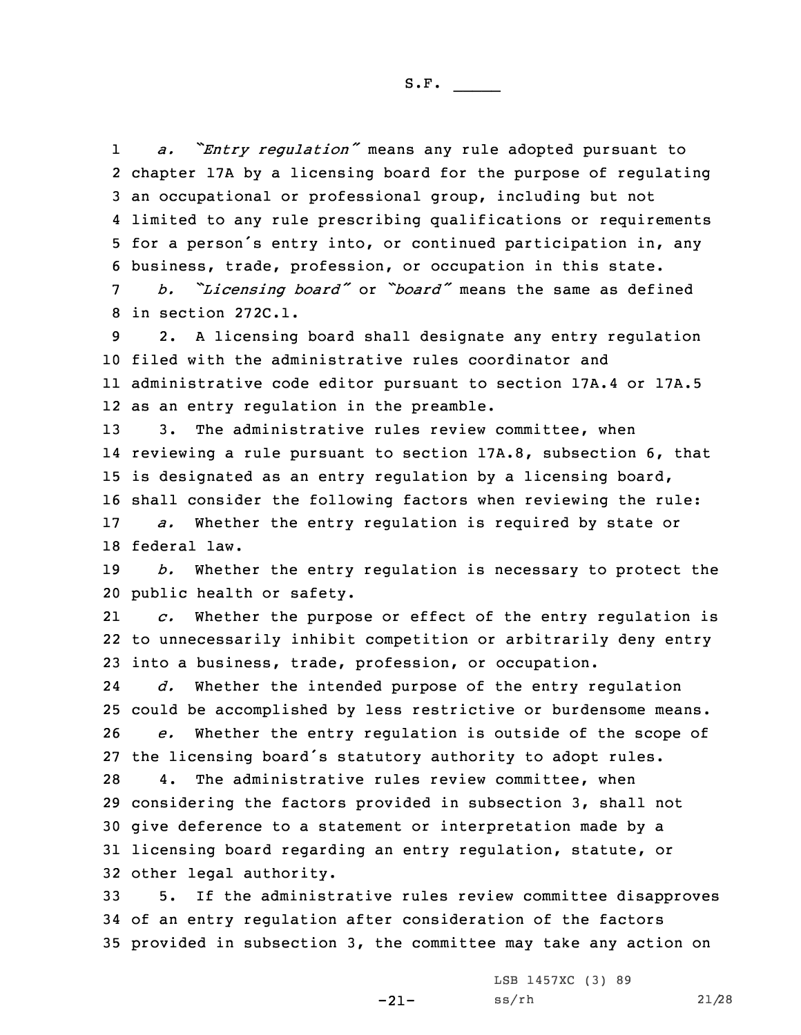*a.* *"Entry regulation"* means any rule adopted pursuant to chapter 17A by a licensing board for the purpose of regulating an occupational or professional group, including but not limited to any rule prescribing qualifications or requirements for a person's entry into, or continued participation in, any business, trade, profession, or occupation in this state.

*b.* *"Licensing board"* or *"board"* means the same as defined in section 272C.1.

2. A licensing board shall designate any entry regulation filed with the administrative rules coordinator and administrative code editor pursuant to section 17A.4 or 17A.5 as an entry regulation in the preamble.

3. The administrative rules review committee, when reviewing a rule pursuant to section 17A.8, subsection 6, that is designated as an entry regulation by a licensing board, shall consider the following factors when reviewing the rule:

*a.* Whether the entry regulation is required by state or federal law.

*b.* Whether the entry regulation is necessary to protect the public health or safety.

*c.* Whether the purpose or effect of the entry regulation is to unnecessarily inhibit competition or arbitrarily deny entry into a business, trade, profession, or occupation.

*d.* Whether the intended purpose of the entry regulation could be accomplished by less restrictive or burdensome means.

*e.* Whether the entry regulation is outside of the scope of the licensing board's statutory authority to adopt rules.

4. The administrative rules review committee, when considering the factors provided in subsection 3, shall not give deference to a statement or interpretation made by a licensing board regarding an entry regulation, statute, or other legal authority.

5. If the administrative rules review committee disapproves of an entry regulation after consideration of the factors provided in subsection 3, the committee may take any action on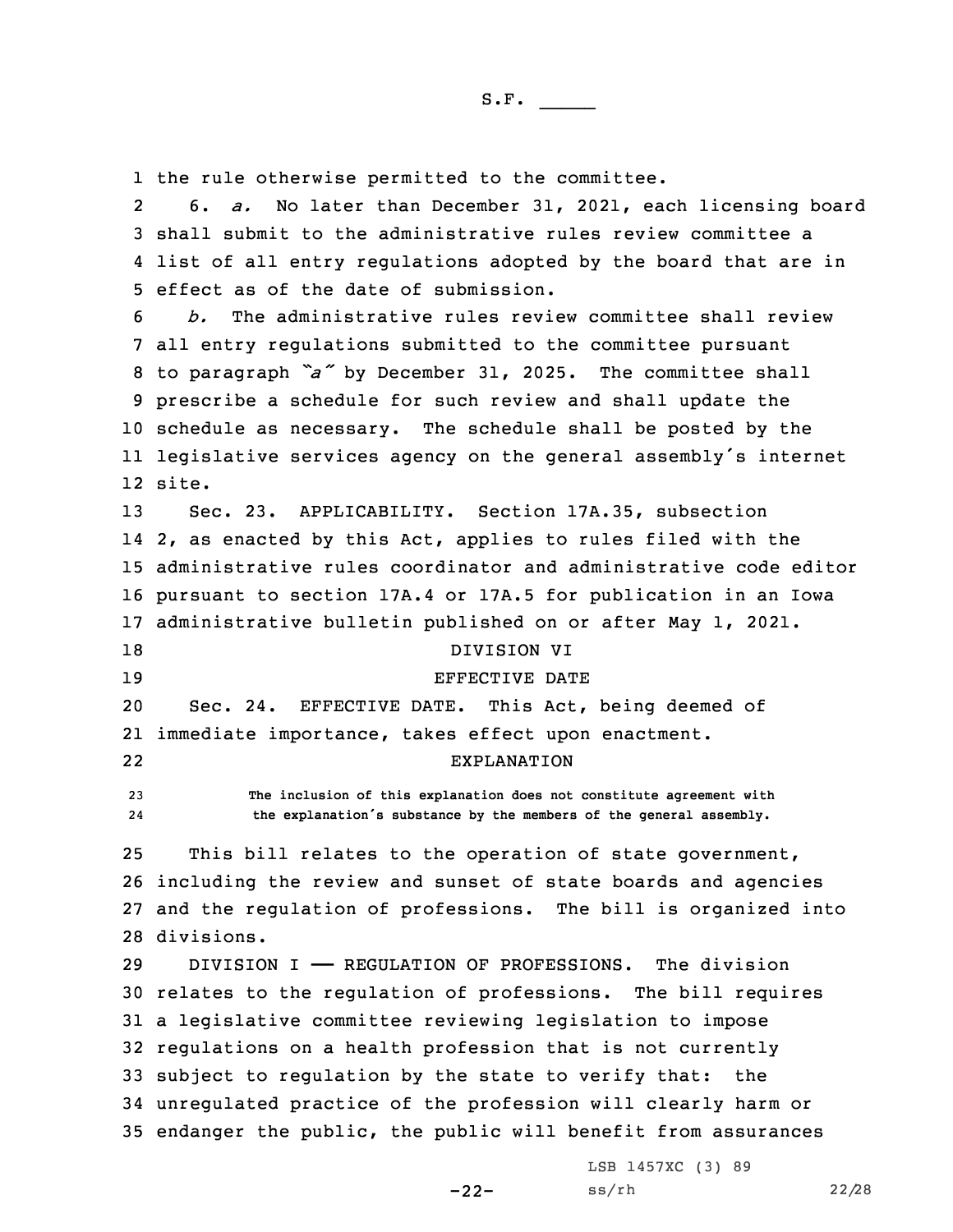the rule otherwise permitted to the committee.

6. *a.* No later than December 31, 2021, each licensing board shall submit to the administrative rules review committee a list of all entry regulations adopted by the board that are in effect as of the date of submission.

*b.* The administrative rules review committee shall review all entry regulations submitted to the committee pursuant to paragraph *"a"* by December 31, 2025. The committee shall prescribe a schedule for such review and shall update the schedule as necessary. The schedule shall be posted by the legislative services agency on the general assembly's internet site.

Sec. 23. APPLICABILITY. Section 17A.35, subsection 2, as enacted by this Act, applies to rules filed with the administrative rules coordinator and administrative code editor pursuant to section 17A.4 or 17A.5 for publication in an Iowa administrative bulletin published on or after May 1, 2021.

DIVISION VI

EFFECTIVE DATE

Sec. 24. EFFECTIVE DATE. This Act, being deemed of immediate importance, takes effect upon enactment.

EXPLANATION

The inclusion of this explanation does not constitute agreement with the explanation's substance by the members of the general assembly.

This bill relates to the operation of state government, including the review and sunset of state boards and agencies and the regulation of professions. The bill is organized into divisions.

DIVISION I —— REGULATION OF PROFESSIONS. The division relates to the regulation of professions. The bill requires a legislative committee reviewing legislation to impose regulations on a health profession that is not currently subject to regulation by the state to verify that: the unregulated practice of the profession will clearly harm or endanger the public, the public will benefit from assurances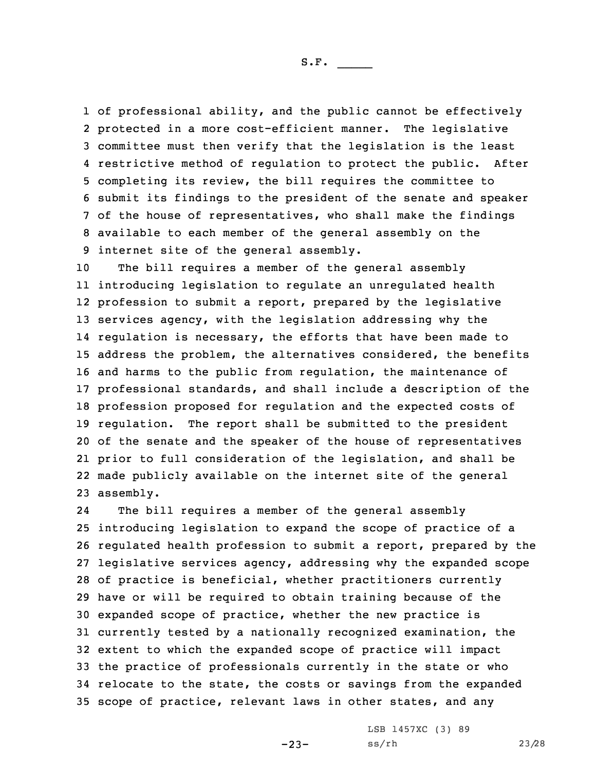of professional ability, and the public cannot be effectively protected in a more cost-efficient manner. The legislative committee must then verify that the legislation is the least restrictive method of regulation to protect the public. After completing its review, the bill requires the committee to submit its findings to the president of the senate and speaker of the house of representatives, who shall make the findings available to each member of the general assembly on the internet site of the general assembly.

The bill requires a member of the general assembly introducing legislation to regulate an unregulated health profession to submit a report, prepared by the legislative services agency, with the legislation addressing why the regulation is necessary, the efforts that have been made to address the problem, the alternatives considered, the benefits and harms to the public from regulation, the maintenance of professional standards, and shall include a description of the profession proposed for regulation and the expected costs of regulation. The report shall be submitted to the president of the senate and the speaker of the house of representatives prior to full consideration of the legislation, and shall be made publicly available on the internet site of the general assembly.

The bill requires a member of the general assembly introducing legislation to expand the scope of practice of a regulated health profession to submit a report, prepared by the legislative services agency, addressing why the expanded scope of practice is beneficial, whether practitioners currently have or will be required to obtain training because of the expanded scope of practice, whether the new practice is currently tested by a nationally recognized examination, the extent to which the expanded scope of practice will impact the practice of professionals currently in the state or who relocate to the state, the costs or savings from the expanded scope of practice, relevant laws in other states, and any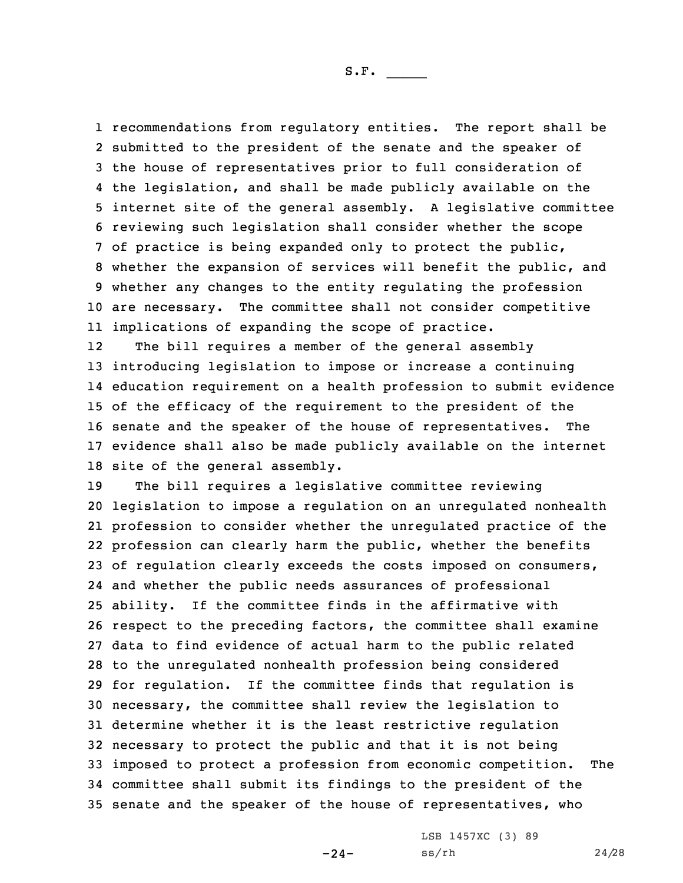recommendations from regulatory entities. The report shall be submitted to the president of the senate and the speaker of the house of representatives prior to full consideration of the legislation, and shall be made publicly available on the internet site of the general assembly. A legislative committee reviewing such legislation shall consider whether the scope of practice is being expanded only to protect the public, whether the expansion of services will benefit the public, and whether any changes to the entity regulating the profession are necessary. The committee shall not consider competitive implications of expanding the scope of practice.

The bill requires a member of the general assembly introducing legislation to impose or increase a continuing education requirement on a health profession to submit evidence of the efficacy of the requirement to the president of the senate and the speaker of the house of representatives. The evidence shall also be made publicly available on the internet site of the general assembly.

The bill requires a legislative committee reviewing legislation to impose a regulation on an unregulated nonhealth profession to consider whether the unregulated practice of the profession can clearly harm the public, whether the benefits of regulation clearly exceeds the costs imposed on consumers, and whether the public needs assurances of professional ability. If the committee finds in the affirmative with respect to the preceding factors, the committee shall examine data to find evidence of actual harm to the public related to the unregulated nonhealth profession being considered for regulation. If the committee finds that regulation is necessary, the committee shall review the legislation to determine whether it is the least restrictive regulation necessary to protect the public and that it is not being imposed to protect a profession from economic competition. The committee shall submit its findings to the president of the senate and the speaker of the house of representatives, who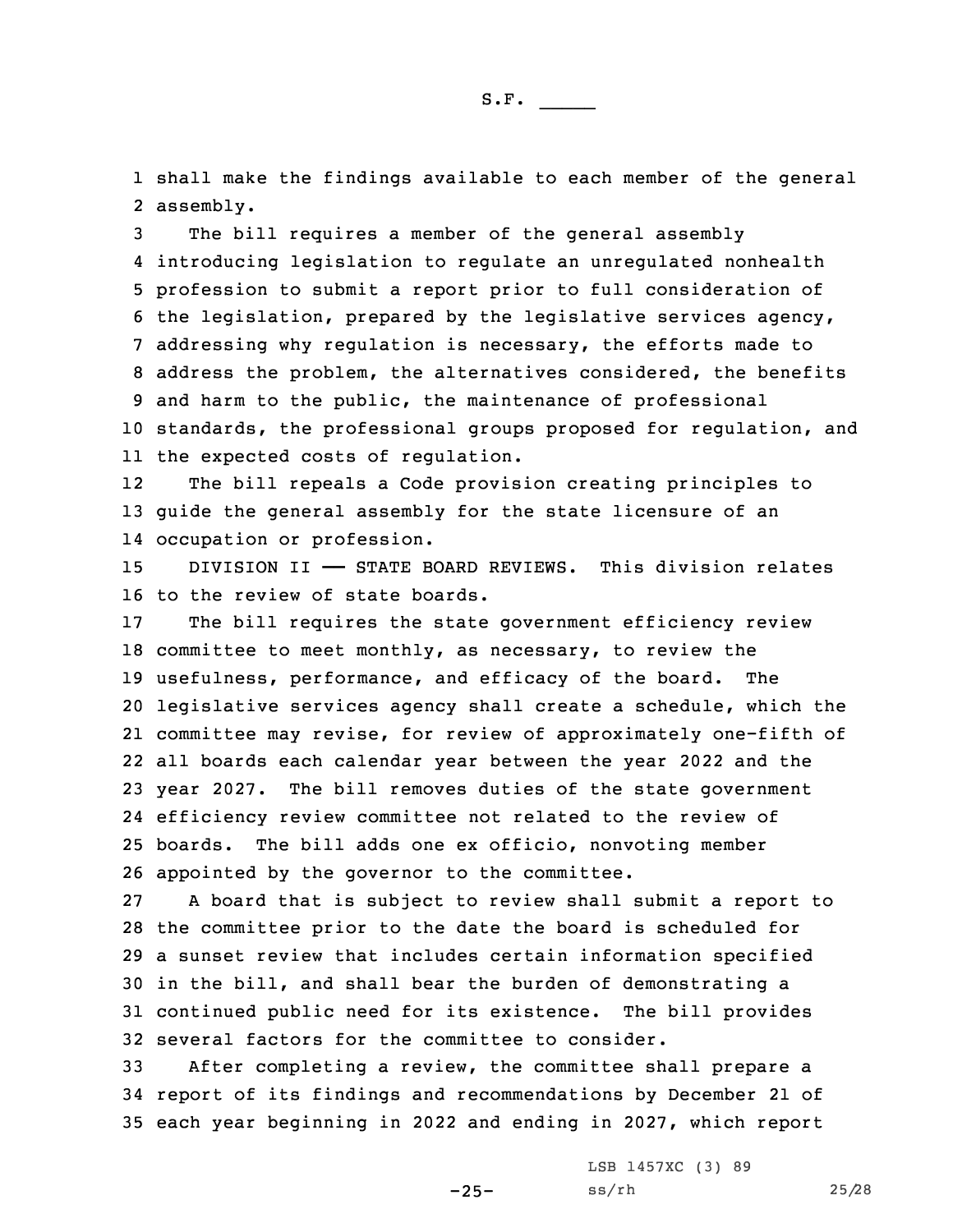shall make the findings available to each member of the general assembly.

The bill requires a member of the general assembly introducing legislation to regulate an unregulated nonhealth profession to submit a report prior to full consideration of the legislation, prepared by the legislative services agency, addressing why regulation is necessary, the efforts made to address the problem, the alternatives considered, the benefits and harm to the public, the maintenance of professional standards, the professional groups proposed for regulation, and the expected costs of regulation.

The bill repeals a Code provision creating principles to guide the general assembly for the state licensure of an occupation or profession.

DIVISION II —— STATE BOARD REVIEWS. This division relates to the review of state boards.

The bill requires the state government efficiency review committee to meet monthly, as necessary, to review the usefulness, performance, and efficacy of the board. The legislative services agency shall create a schedule, which the committee may revise, for review of approximately one-fifth of all boards each calendar year between the year 2022 and the year 2027. The bill removes duties of the state government efficiency review committee not related to the review of boards. The bill adds one ex officio, nonvoting member appointed by the governor to the committee.

A board that is subject to review shall submit a report to the committee prior to the date the board is scheduled for a sunset review that includes certain information specified in the bill, and shall bear the burden of demonstrating a continued public need for its existence. The bill provides several factors for the committee to consider.

After completing a review, the committee shall prepare a report of its findings and recommendations by December 21 of each year beginning in 2022 and ending in 2027, which report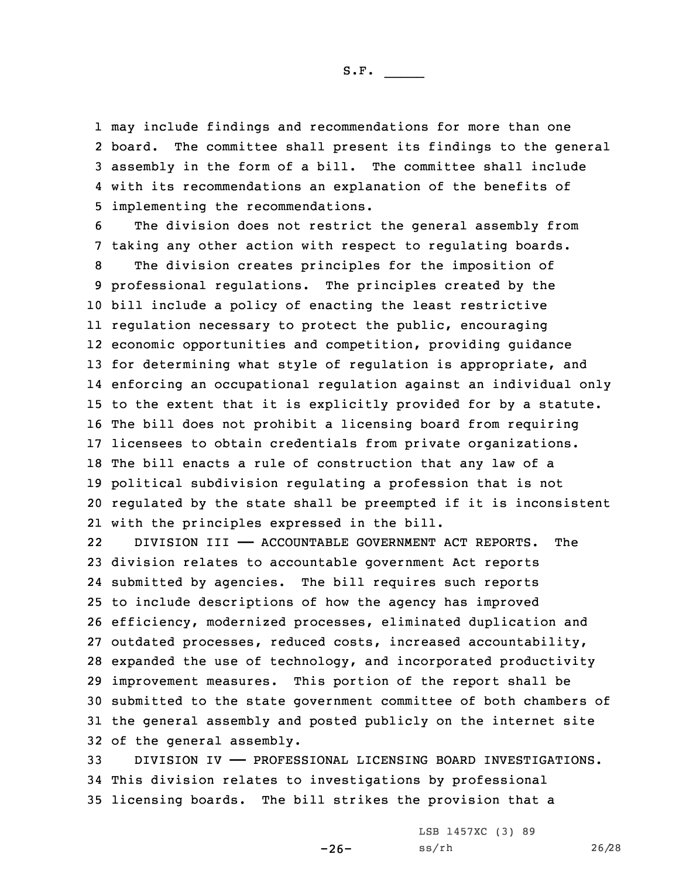may include findings and recommendations for more than one board. The committee shall present its findings to the general assembly in the form of a bill. The committee shall include with its recommendations an explanation of the benefits of implementing the recommendations.

The division does not restrict the general assembly from taking any other action with respect to regulating boards.

The division creates principles for the imposition of professional regulations. The principles created by the bill include a policy of enacting the least restrictive regulation necessary to protect the public, encouraging economic opportunities and competition, providing guidance for determining what style of regulation is appropriate, and enforcing an occupational regulation against an individual only to the extent that it is explicitly provided for by a statute. The bill does not prohibit a licensing board from requiring licensees to obtain credentials from private organizations. The bill enacts a rule of construction that any law of a political subdivision regulating a profession that is not regulated by the state shall be preempted if it is inconsistent with the principles expressed in the bill.

DIVISION III —— ACCOUNTABLE GOVERNMENT ACT REPORTS. The division relates to accountable government Act reports submitted by agencies. The bill requires such reports to include descriptions of how the agency has improved efficiency, modernized processes, eliminated duplication and outdated processes, reduced costs, increased accountability, expanded the use of technology, and incorporated productivity improvement measures. This portion of the report shall be submitted to the state government committee of both chambers of the general assembly and posted publicly on the internet site of the general assembly.

DIVISION IV —— PROFESSIONAL LICENSING BOARD INVESTIGATIONS. This division relates to investigations by professional licensing boards. The bill strikes the provision that a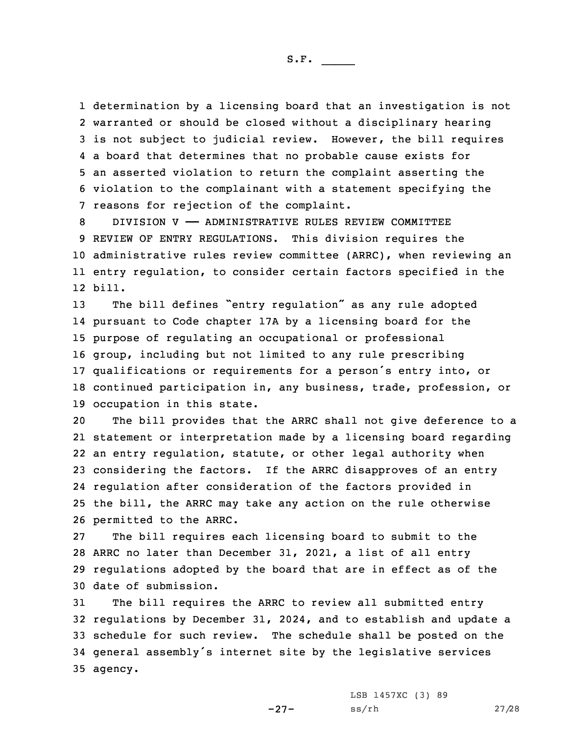determination by a licensing board that an investigation is not warranted or should be closed without a disciplinary hearing is not subject to judicial review. However, the bill requires a board that determines that no probable cause exists for an asserted violation to return the complaint asserting the violation to the complainant with a statement specifying the reasons for rejection of the complaint.

DIVISION V —— ADMINISTRATIVE RULES REVIEW COMMITTEE REVIEW OF ENTRY REGULATIONS. This division requires the administrative rules review committee (ARRC), when reviewing an entry regulation, to consider certain factors specified in the bill.

The bill defines "entry regulation" as any rule adopted pursuant to Code chapter 17A by a licensing board for the purpose of regulating an occupational or professional group, including but not limited to any rule prescribing qualifications or requirements for a person's entry into, or continued participation in, any business, trade, profession, or occupation in this state.

The bill provides that the ARRC shall not give deference to a statement or interpretation made by a licensing board regarding an entry regulation, statute, or other legal authority when considering the factors. If the ARRC disapproves of an entry regulation after consideration of the factors provided in the bill, the ARRC may take any action on the rule otherwise permitted to the ARRC.

The bill requires each licensing board to submit to the ARRC no later than December 31, 2021, a list of all entry regulations adopted by the board that are in effect as of the date of submission.

The bill requires the ARRC to review all submitted entry regulations by December 31, 2024, and to establish and update a schedule for such review. The schedule shall be posted on the general assembly's internet site by the legislative services agency.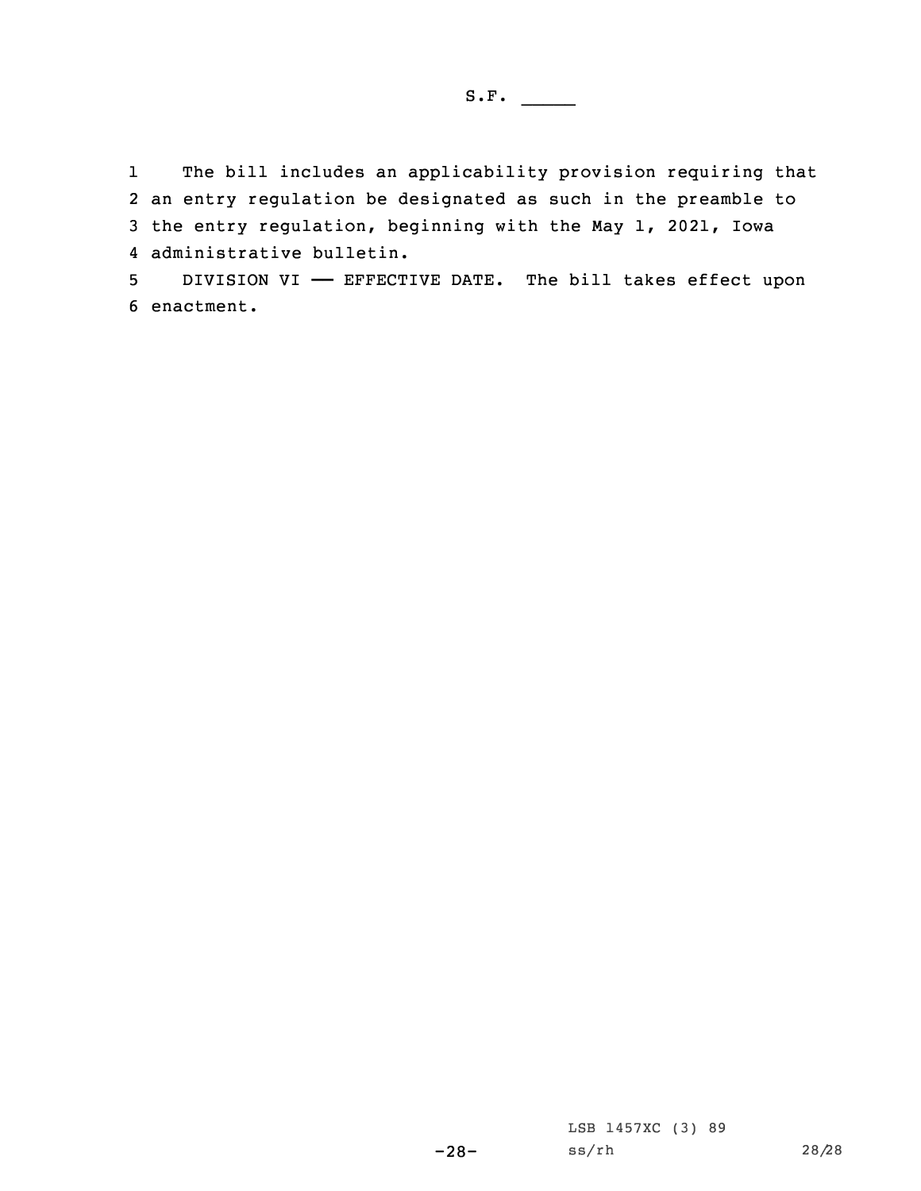The bill includes an applicability provision requiring that an entry regulation be designated as such in the preamble to the entry regulation, beginning with the May 1, 2021, Iowa administrative bulletin.

DIVISION VI —— EFFECTIVE DATE. The bill takes effect upon enactment.